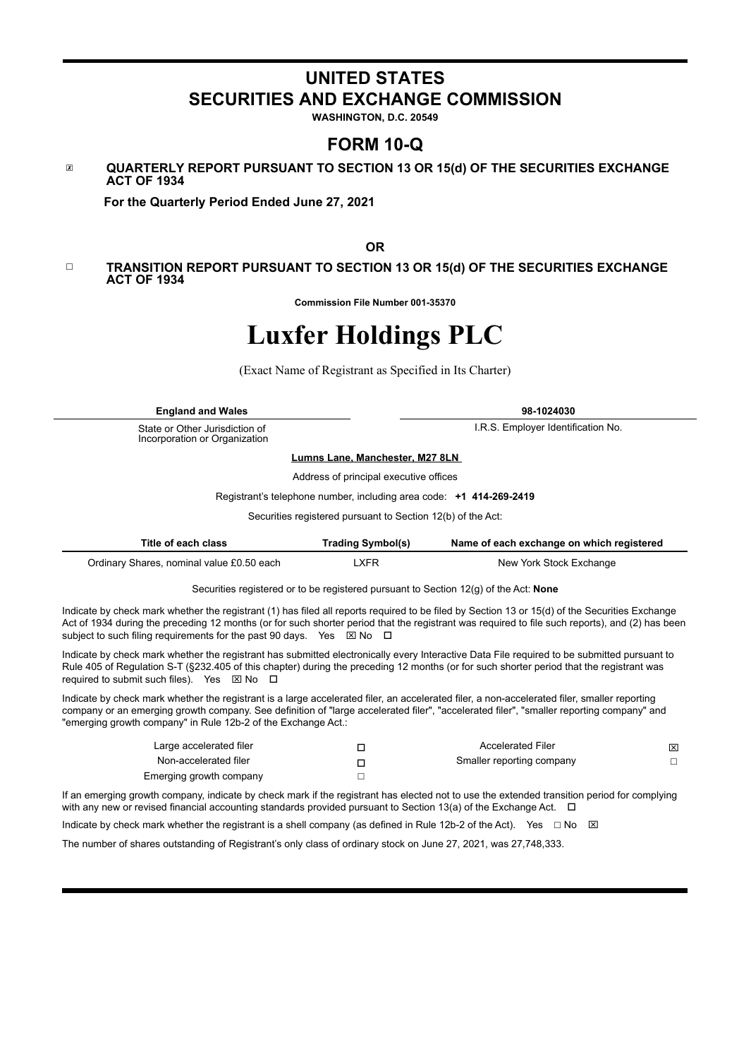# UNITED STATES
# SECURITIES AND EXCHANGE COMMISSION

**WASHINGTON, D.C. 20549**

## FORM 10-Q

☒ **QUARTERLY REPORT PURSUANT TO SECTION 13 OR 15(d) OF THE SECURITIES EXCHANGE ACT OF 1934**

**For the Quarterly Period Ended June 27, 2021**

**OR**

☐ **TRANSITION REPORT PURSUANT TO SECTION 13 OR 15(d) OF THE SECURITIES EXCHANGE ACT OF 1934**

**Commission File Number 001-35370**

# Luxfer Holdings PLC

(Exact Name of Registrant as Specified in Its Charter)

| **England and Wales** | **98-1024030** |
|---|---|
| State or Other Jurisdiction of Incorporation or Organization | I.R.S. Employer Identification No. |

**Lumns Lane, Manchester, M27 8LN**

Address of principal executive offices

Registrant's telephone number, including area code: **+1 414-269-2419**

Securities registered pursuant to Section 12(b) of the Act:

| Title of each class | Trading Symbol(s) | Name of each exchange on which registered |
|---|---|---|
| Ordinary Shares, nominal value £0.50 each | LXFR | New York Stock Exchange |

Securities registered or to be registered pursuant to Section 12(g) of the Act: **None**

Indicate by check mark whether the registrant (1) has filed all reports required to be filed by Section 13 or 15(d) of the Securities Exchange Act of 1934 during the preceding 12 months (or for such shorter period that the registrant was required to file such reports), and (2) has been subject to such filing requirements for the past 90 days. Yes ☒ No ☐

Indicate by check mark whether the registrant has submitted electronically every Interactive Data File required to be submitted pursuant to Rule 405 of Regulation S-T (§232.405 of this chapter) during the preceding 12 months (or for such shorter period that the registrant was required to submit such files). Yes ☒ No ☐

Indicate by check mark whether the registrant is a large accelerated filer, an accelerated filer, a non-accelerated filer, smaller reporting company or an emerging growth company. See definition of "large accelerated filer", "accelerated filer", "smaller reporting company" and "emerging growth company" in Rule 12b-2 of the Exchange Act.:

| | | | |
|---|---|---|---|
| Large accelerated filer | ☐ | Accelerated Filer | ☒ |
| Non-accelerated filer | ☐ | Smaller reporting company | ☐ |
| Emerging growth company | ☐ | | |

If an emerging growth company, indicate by check mark if the registrant has elected not to use the extended transition period for complying with any new or revised financial accounting standards provided pursuant to Section 13(a) of the Exchange Act. ☐

Indicate by check mark whether the registrant is a shell company (as defined in Rule 12b-2 of the Act). Yes ☐ No ☒

The number of shares outstanding of Registrant's only class of ordinary stock on June 27, 2021, was 27,748,333.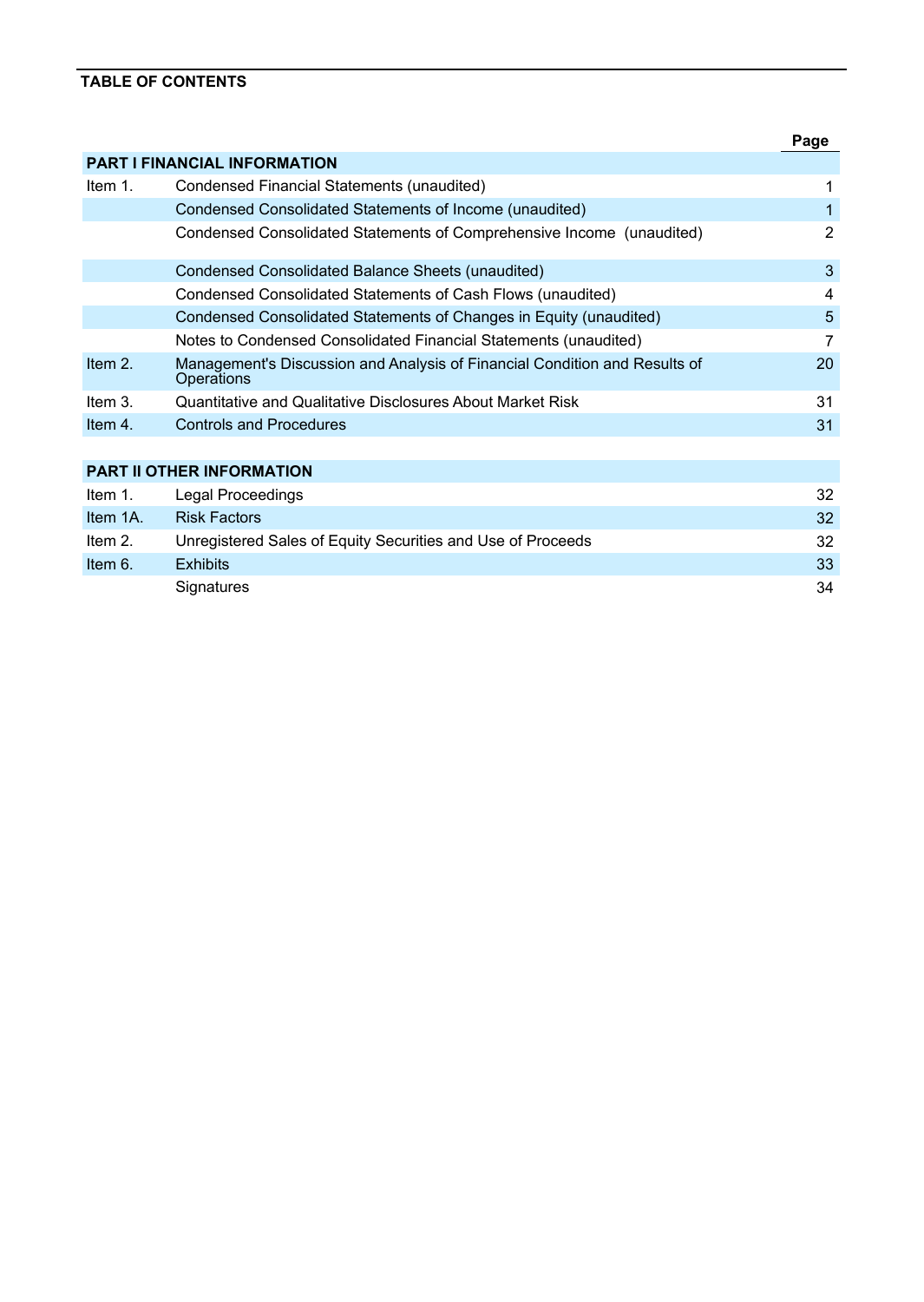**TABLE OF CONTENTS**

| | | Page |
|---|---|---|
| **PART I FINANCIAL INFORMATION** | | |
| Item 1. | Condensed Financial Statements (unaudited) | 1 |
| | Condensed Consolidated Statements of Income (unaudited) | 1 |
| | Condensed Consolidated Statements of Comprehensive Income (unaudited) | 2 |
| | Condensed Consolidated Balance Sheets (unaudited) | 3 |
| | Condensed Consolidated Statements of Cash Flows (unaudited) | 4 |
| | Condensed Consolidated Statements of Changes in Equity (unaudited) | 5 |
| | Notes to Condensed Consolidated Financial Statements (unaudited) | 7 |
| Item 2. | Management's Discussion and Analysis of Financial Condition and Results of Operations | 20 |
| Item 3. | Quantitative and Qualitative Disclosures About Market Risk | 31 |
| Item 4. | Controls and Procedures | 31 |
| **PART II OTHER INFORMATION** | | |
| Item 1. | Legal Proceedings | 32 |
| Item 1A. | Risk Factors | 32 |
| Item 2. | Unregistered Sales of Equity Securities and Use of Proceeds | 32 |
| Item 6. | Exhibits | 33 |
| | Signatures | 34 |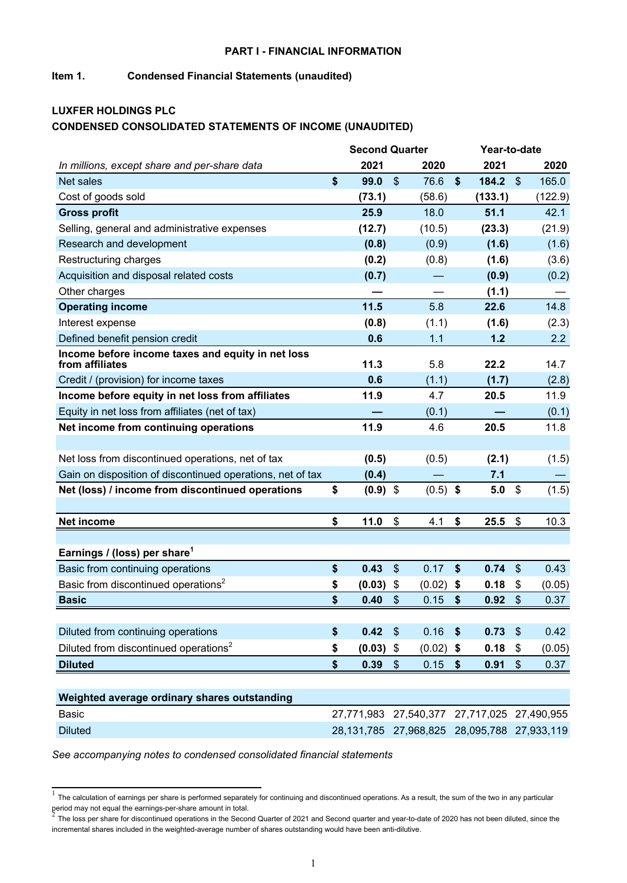**PART I - FINANCIAL INFORMATION**

**Item 1. Condensed Financial Statements (unaudited)**

**LUXFER HOLDINGS PLC**

**CONDENSED CONSOLIDATED STATEMENTS OF INCOME (UNAUDITED)**

| | Second Quarter | | Year-to-date | |
|---|---|---|---|---|
| *In millions, except share and per-share data* | **2021** | 2020 | **2021** | 2020 |
| Net sales | **$ 99.0** | $ 76.6 | **$ 184.2** | $ 165.0 |
| Cost of goods sold | **(73.1)** | (58.6) | **(133.1)** | (122.9) |
| **Gross profit** | **25.9** | 18.0 | **51.1** | 42.1 |
| Selling, general and administrative expenses | **(12.7)** | (10.5) | **(23.3)** | (21.9) |
| Research and development | **(0.8)** | (0.9) | **(1.6)** | (1.6) |
| Restructuring charges | **(0.2)** | (0.8) | **(1.6)** | (3.6) |
| Acquisition and disposal related costs | **(0.7)** | — | **(0.9)** | (0.2) |
| Other charges | **—** | — | **(1.1)** | — |
| **Operating income** | **11.5** | 5.8 | **22.6** | 14.8 |
| Interest expense | **(0.8)** | (1.1) | **(1.6)** | (2.3) |
| Defined benefit pension credit | **0.6** | 1.1 | **1.2** | 2.2 |
| **Income before income taxes and equity in net loss from affiliates** | **11.3** | 5.8 | **22.2** | 14.7 |
| Credit / (provision) for income taxes | **0.6** | (1.1) | **(1.7)** | (2.8) |
| **Income before equity in net loss from affiliates** | **11.9** | 4.7 | **20.5** | 11.9 |
| Equity in net loss from affiliates (net of tax) | **—** | (0.1) | **—** | (0.1) |
| **Net income from continuing operations** | **11.9** | 4.6 | **20.5** | 11.8 |
| | | | | |
| Net loss from discontinued operations, net of tax | **(0.5)** | (0.5) | **(2.1)** | (1.5) |
| Gain on disposition of discontinued operations, net of tax | **(0.4)** | — | **7.1** | — |
| **Net (loss) / income from discontinued operations** | **$ (0.9)** | $ (0.5) | **$ 5.0** | $ (1.5) |
| | | | | |
| **Net income** | **$ 11.0** | $ 4.1 | **$ 25.5** | $ 10.3 |
| | | | | |
| **Earnings / (loss) per share[1]** | | | | |
| Basic from continuing operations | **$ 0.43** | $ 0.17 | **$ 0.74** | $ 0.43 |
| Basic from discontinued operations[2] | **$ (0.03)** | $ (0.02) | **$ 0.18** | $ (0.05) |
| **Basic** | **$ 0.40** | $ 0.15 | **$ 0.92** | $ 0.37 |
| | | | | |
| Diluted from continuing operations | **$ 0.42** | $ 0.16 | **$ 0.73** | $ 0.42 |
| Diluted from discontinued operations[2] | **$ (0.03)** | $ (0.02) | **$ 0.18** | $ (0.05) |
| **Diluted** | **$ 0.39** | $ 0.15 | **$ 0.91** | $ 0.37 |
| | | | | |
| **Weighted average ordinary shares outstanding** | | | | |
| Basic | 27,771,983 | 27,540,377 | 27,717,025 | 27,490,955 |
| Diluted | 28,131,785 | 27,968,825 | 28,095,788 | 27,933,119 |

*See accompanying notes to condensed consolidated financial statements*

[1] The calculation of earnings per share is performed separately for continuing and discontinued operations. As a result, the sum of the two in any particular period may not equal the earnings-per-share amount in total.

[2] The loss per share for discontinued operations in the Second Quarter of 2021 and Second quarter and year-to-date of 2020 has not been diluted, since the incremental shares included in the weighted-average number of shares outstanding would have been anti-dilutive.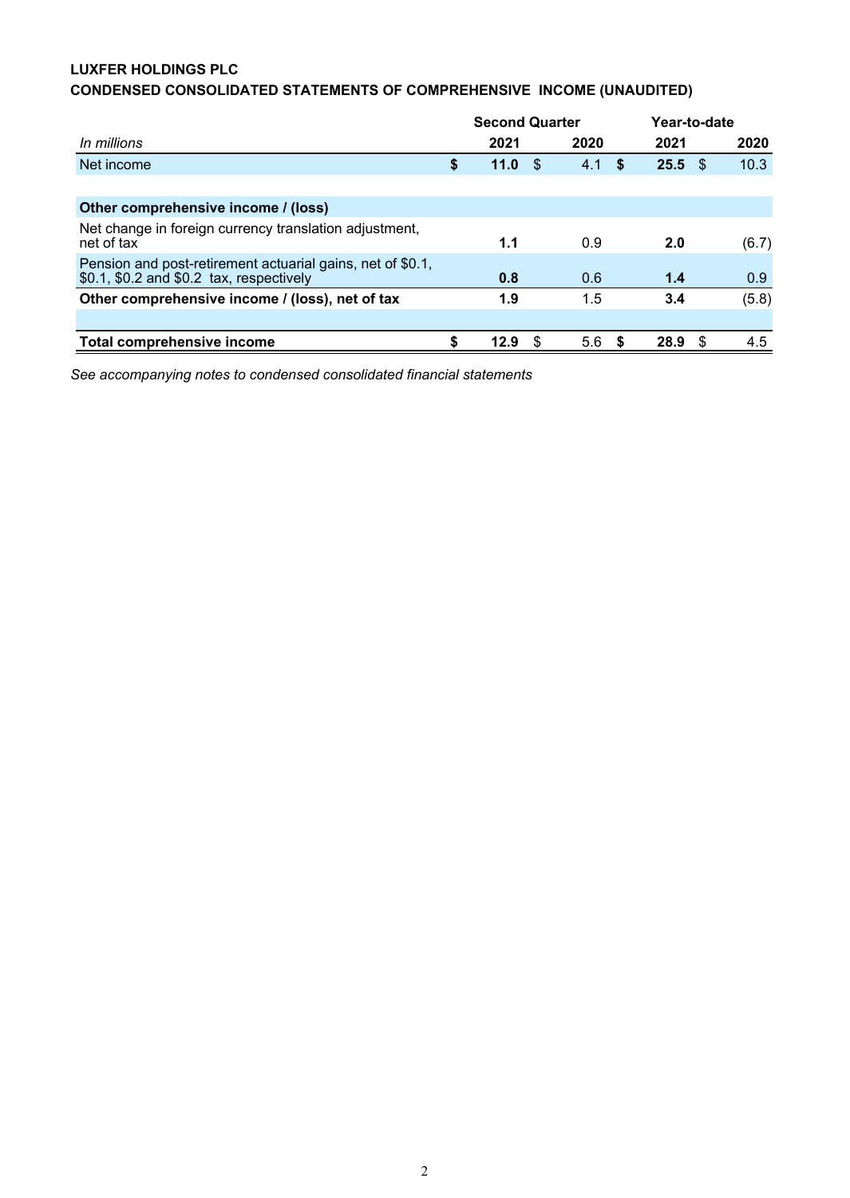**LUXFER HOLDINGS PLC**
**CONDENSED CONSOLIDATED STATEMENTS OF COMPREHENSIVE INCOME (UNAUDITED)**

| *In millions* | Second Quarter 2021 | Second Quarter 2020 | Year-to-date 2021 | Year-to-date 2020 |
|---|---|---|---|---|
| Net income | **$ 11.0** | $ 4.1 | **$ 25.5** | $ 10.3 |
| | | | | |
| **Other comprehensive income / (loss)** | | | | |
| Net change in foreign currency translation adjustment, net of tax | **1.1** | 0.9 | **2.0** | (6.7) |
| Pension and post-retirement actuarial gains, net of $0.1, $0.1, $0.2 and $0.2 tax, respectively | **0.8** | 0.6 | **1.4** | 0.9 |
| **Other comprehensive income / (loss), net of tax** | **1.9** | 1.5 | **3.4** | (5.8) |
| | | | | |
| **Total comprehensive income** | **$ 12.9** | $ 5.6 | **$ 28.9** | $ 4.5 |

*See accompanying notes to condensed consolidated financial statements*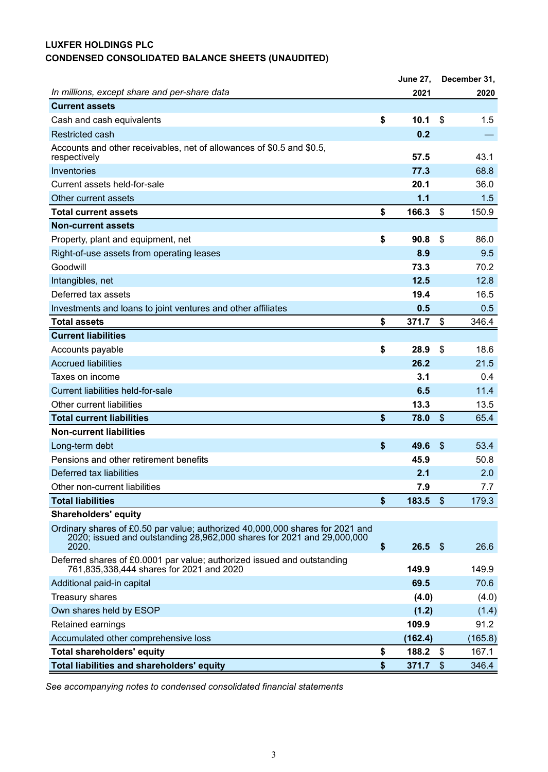**LUXFER HOLDINGS PLC**
**CONDENSED CONSOLIDATED BALANCE SHEETS (UNAUDITED)**

| *In millions, except share and per-share data* | June 27, 2021 | December 31, 2020 |
|---|---|---|
| **Current assets** | | |
| Cash and cash equivalents | **$ 10.1** | $ 1.5 |
| Restricted cash | **0.2** | — |
| Accounts and other receivables, net of allowances of $0.5 and $0.5, respectively | **57.5** | 43.1 |
| Inventories | **77.3** | 68.8 |
| Current assets held-for-sale | **20.1** | 36.0 |
| Other current assets | **1.1** | 1.5 |
| **Total current assets** | **$ 166.3** | $ 150.9 |
| **Non-current assets** | | |
| Property, plant and equipment, net | **$ 90.8** | $ 86.0 |
| Right-of-use assets from operating leases | **8.9** | 9.5 |
| Goodwill | **73.3** | 70.2 |
| Intangibles, net | **12.5** | 12.8 |
| Deferred tax assets | **19.4** | 16.5 |
| Investments and loans to joint ventures and other affiliates | **0.5** | 0.5 |
| **Total assets** | **$ 371.7** | $ 346.4 |
| **Current liabilities** | | |
| Accounts payable | **$ 28.9** | $ 18.6 |
| Accrued liabilities | **26.2** | 21.5 |
| Taxes on income | **3.1** | 0.4 |
| Current liabilities held-for-sale | **6.5** | 11.4 |
| Other current liabilities | **13.3** | 13.5 |
| **Total current liabilities** | **$ 78.0** | $ 65.4 |
| **Non-current liabilities** | | |
| Long-term debt | **$ 49.6** | $ 53.4 |
| Pensions and other retirement benefits | **45.9** | 50.8 |
| Deferred tax liabilities | **2.1** | 2.0 |
| Other non-current liabilities | **7.9** | 7.7 |
| **Total liabilities** | **$ 183.5** | $ 179.3 |
| **Shareholders' equity** | | |
| Ordinary shares of £0.50 par value; authorized 40,000,000 shares for 2021 and 2020; issued and outstanding 28,962,000 shares for 2021 and 29,000,000 2020. | **$ 26.5** | $ 26.6 |
| Deferred shares of £0.0001 par value; authorized issued and outstanding 761,835,338,444 shares for 2021 and 2020 | **149.9** | 149.9 |
| Additional paid-in capital | **69.5** | 70.6 |
| Treasury shares | **(4.0)** | (4.0) |
| Own shares held by ESOP | **(1.2)** | (1.4) |
| Retained earnings | **109.9** | 91.2 |
| Accumulated other comprehensive loss | **(162.4)** | (165.8) |
| **Total shareholders' equity** | **$ 188.2** | $ 167.1 |
| **Total liabilities and shareholders' equity** | **$ 371.7** | $ 346.4 |

*See accompanying notes to condensed consolidated financial statements*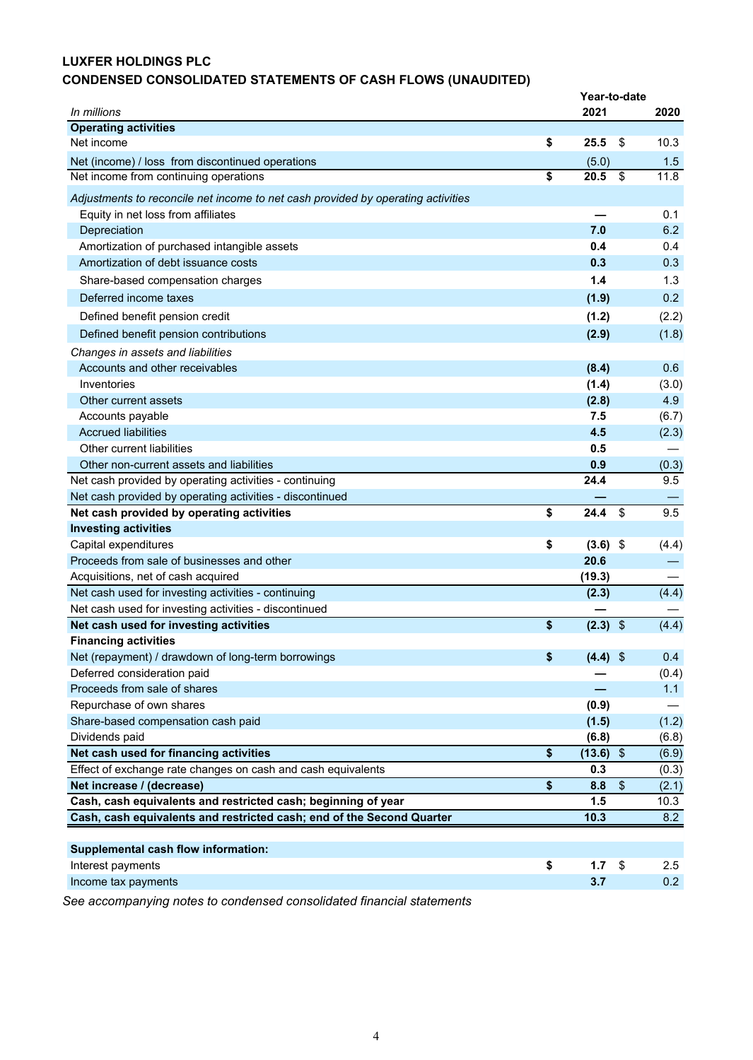**LUXFER HOLDINGS PLC**
**CONDENSED CONSOLIDATED STATEMENTS OF CASH FLOWS (UNAUDITED)**

| *In millions* | Year-to-date 2021 | 2020 |
|---|---|---|
| **Operating activities** | | |
| Net income | **$ 25.5** | $ 10.3 |
| Net (income) / loss from discontinued operations | (5.0) | 1.5 |
| Net income from continuing operations | **$ 20.5** | $ 11.8 |
| *Adjustments to reconcile net income to net cash provided by operating activities* | | |
| Equity in net loss from affiliates | **—** | 0.1 |
| Depreciation | **7.0** | 6.2 |
| Amortization of purchased intangible assets | **0.4** | 0.4 |
| Amortization of debt issuance costs | **0.3** | 0.3 |
| Share-based compensation charges | **1.4** | 1.3 |
| Deferred income taxes | **(1.9)** | 0.2 |
| Defined benefit pension credit | **(1.2)** | (2.2) |
| Defined benefit pension contributions | **(2.9)** | (1.8) |
| *Changes in assets and liabilities* | | |
| Accounts and other receivables | **(8.4)** | 0.6 |
| Inventories | **(1.4)** | (3.0) |
| Other current assets | **(2.8)** | 4.9 |
| Accounts payable | **7.5** | (6.7) |
| Accrued liabilities | **4.5** | (2.3) |
| Other current liabilities | **0.5** | — |
| Other non-current assets and liabilities | **0.9** | (0.3) |
| Net cash provided by operating activities - continuing | **24.4** | 9.5 |
| Net cash provided by operating activities - discontinued | **—** | — |
| **Net cash provided by operating activities** | **$ 24.4** | $ 9.5 |
| **Investing activities** | | |
| Capital expenditures | **$ (3.6)** | $ (4.4) |
| Proceeds from sale of businesses and other | **20.6** | — |
| Acquisitions, net of cash acquired | **(19.3)** | — |
| Net cash used for investing activities - continuing | **(2.3)** | (4.4) |
| Net cash used for investing activities - discontinued | **—** | — |
| **Net cash used for investing activities** | **$ (2.3)** | $ (4.4) |
| **Financing activities** | | |
| Net (repayment) / drawdown of long-term borrowings | **$ (4.4)** | $ 0.4 |
| Deferred consideration paid | **—** | (0.4) |
| Proceeds from sale of shares | **—** | 1.1 |
| Repurchase of own shares | **(0.9)** | — |
| Share-based compensation cash paid | **(1.5)** | (1.2) |
| Dividends paid | **(6.8)** | (6.8) |
| **Net cash used for financing activities** | **$ (13.6)** | $ (6.9) |
| Effect of exchange rate changes on cash and cash equivalents | **0.3** | (0.3) |
| **Net increase / (decrease)** | **$ 8.8** | $ (2.1) |
| **Cash, cash equivalents and restricted cash; beginning of year** | **1.5** | 10.3 |
| **Cash, cash equivalents and restricted cash; end of the Second Quarter** | **10.3** | 8.2 |
| | | |
| **Supplemental cash flow information:** | | |
| Interest payments | **$ 1.7** | $ 2.5 |
| Income tax payments | **3.7** | 0.2 |

*See accompanying notes to condensed consolidated financial statements*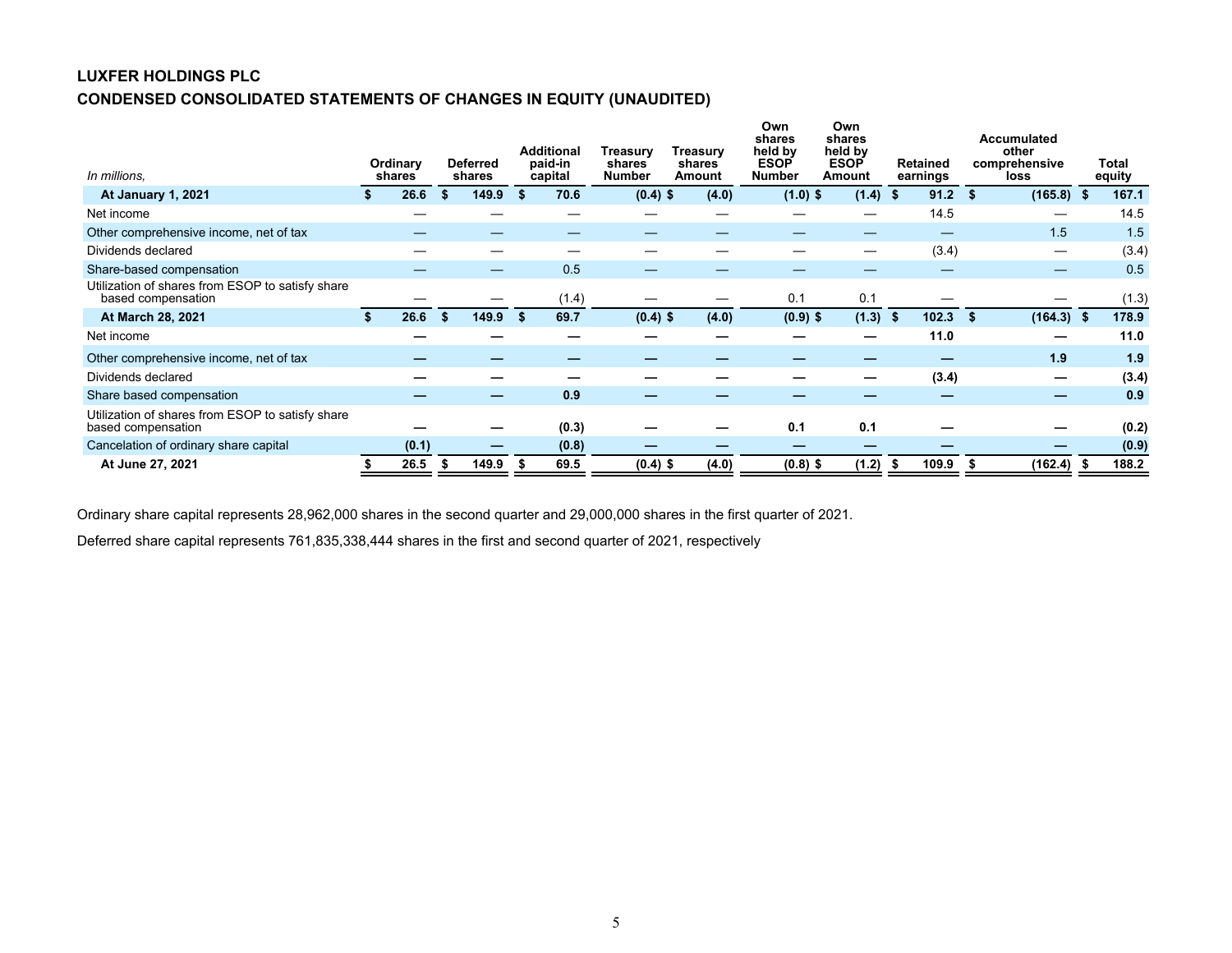**LUXFER HOLDINGS PLC**

**CONDENSED CONSOLIDATED STATEMENTS OF CHANGES IN EQUITY (UNAUDITED)**

| *In millions,* | Ordinary shares | Deferred shares | Additional paid-in capital | Treasury shares Number | Treasury shares Amount | Own shares held by ESOP Number | Own shares held by ESOP Amount | Retained earnings | Accumulated other comprehensive loss | Total equity |
|---|---|---|---|---|---|---|---|---|---|---|
| **At January 1, 2021** | **$ 26.6** | **$ 149.9** | **$ 70.6** | **(0.4) $** | **(4.0)** | **(1.0) $** | **(1.4)** | **$ 91.2** | **$ (165.8)** | **$ 167.1** |
| Net income | — | — | — | — | — | — | — | 14.5 | — | 14.5 |
| Other comprehensive income, net of tax | — | — | — | — | — | — | — | — | 1.5 | 1.5 |
| Dividends declared | — | — | — | — | — | — | — | (3.4) | — | (3.4) |
| Share-based compensation | — | — | 0.5 | — | — | — | — | — | — | 0.5 |
| Utilization of shares from ESOP to satisfy share based compensation | — | — | (1.4) | — | — | 0.1 | 0.1 | — | — | (1.3) |
| **At March 28, 2021** | **$ 26.6** | **$ 149.9** | **$ 69.7** | **(0.4) $** | **(4.0)** | **(0.9) $** | **(1.3)** | **$ 102.3** | **$ (164.3)** | **$ 178.9** |
| Net income | **—** | **—** | **—** | **—** | **—** | **—** | **—** | **11.0** | **—** | **11.0** |
| Other comprehensive income, net of tax | **—** | **—** | **—** | **—** | **—** | **—** | **—** | **—** | **1.9** | **1.9** |
| Dividends declared | **—** | **—** | **—** | **—** | **—** | **—** | **—** | **(3.4)** | **—** | **(3.4)** |
| Share based compensation | **—** | **—** | **0.9** | **—** | **—** | **—** | **—** | **—** | **—** | **0.9** |
| Utilization of shares from ESOP to satisfy share based compensation | **—** | **—** | **(0.3)** | **—** | **—** | **0.1** | **0.1** | **—** | **—** | **(0.2)** |
| Cancelation of ordinary share capital | **(0.1)** | **—** | **(0.8)** | **—** | **—** | **—** | **—** | **—** | **—** | **(0.9)** |
| **At June 27, 2021** | **$ 26.5** | **$ 149.9** | **$ 69.5** | **(0.4) $** | **(4.0)** | **(0.8) $** | **(1.2)** | **$ 109.9** | **$ (162.4)** | **$ 188.2** |

Ordinary share capital represents 28,962,000 shares in the second quarter and 29,000,000 shares in the first quarter of 2021.

Deferred share capital represents 761,835,338,444 shares in the first and second quarter of 2021, respectively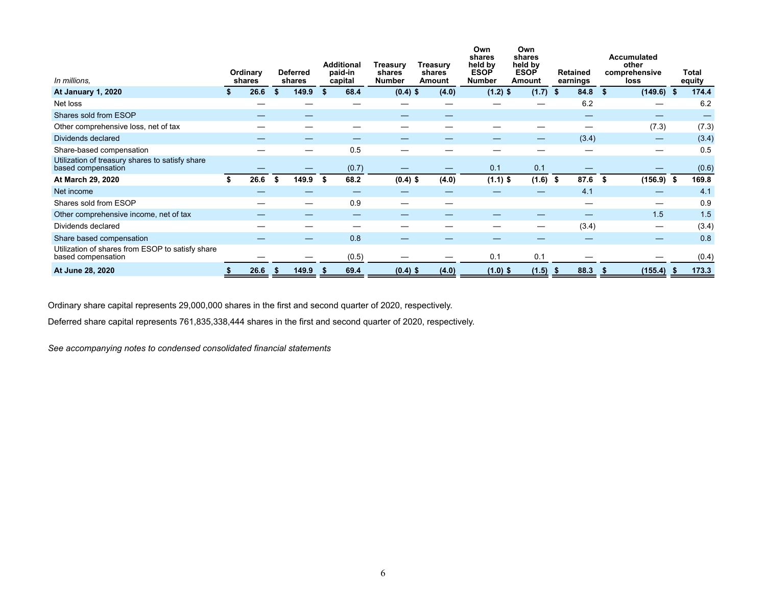| In millions, | Ordinary shares | Deferred shares | Additional paid-in capital | Treasury shares Number | Treasury shares Amount | Own shares held by ESOP Number | Own shares held by ESOP Amount | Retained earnings | Accumulated other comprehensive loss | Total equity |
|---|---|---|---|---|---|---|---|---|---|---|
| **At January 1, 2020** | **$ 26.6** | **$ 149.9** | **$ 68.4** | **(0.4) $** | **(4.0)** | **(1.2) $** | **(1.7)** | **$ 84.8** | **$ (149.6)** | **$ 174.4** |
| Net loss | — | — | — | — | — | — | — | 6.2 | — | 6.2 |
| Shares sold from ESOP | — | — | | — | — | | | — | — | — |
| Other comprehensive loss, net of tax | — | — | — | — | — | — | — | — | (7.3) | (7.3) |
| Dividends declared | — | — | — | — | — | — | — | (3.4) | — | (3.4) |
| Share-based compensation | — | — | 0.5 | — | — | — | — | — | — | 0.5 |
| Utilization of treasury shares to satisfy share based compensation | — | — | (0.7) | — | — | 0.1 | 0.1 | — | — | (0.6) |
| **At March 29, 2020** | **$ 26.6** | **$ 149.9** | **$ 68.2** | **(0.4) $** | **(4.0)** | **(1.1) $** | **(1.6)** | **$ 87.6** | **$ (156.9)** | **$ 169.8** |
| Net income | — | — | — | — | — | — | — | 4.1 | — | 4.1 |
| Shares sold from ESOP | — | — | 0.9 | — | — | | | — | — | 0.9 |
| Other comprehensive income, net of tax | — | — | — | — | — | — | — | — | 1.5 | 1.5 |
| Dividends declared | — | — | — | — | — | — | — | (3.4) | — | (3.4) |
| Share based compensation | — | — | 0.8 | — | — | — | — | — | — | 0.8 |
| Utilization of shares from ESOP to satisfy share based compensation | — | — | (0.5) | — | — | 0.1 | 0.1 | — | — | (0.4) |
| **At June 28, 2020** | **$ 26.6** | **$ 149.9** | **$ 69.4** | **(0.4) $** | **(4.0)** | **(1.0) $** | **(1.5)** | **$ 88.3** | **$ (155.4)** | **$ 173.3** |

Ordinary share capital represents 29,000,000 shares in the first and second quarter of 2020, respectively.

Deferred share capital represents 761,835,338,444 shares in the first and second quarter of 2020, respectively.

*See accompanying notes to condensed consolidated financial statements*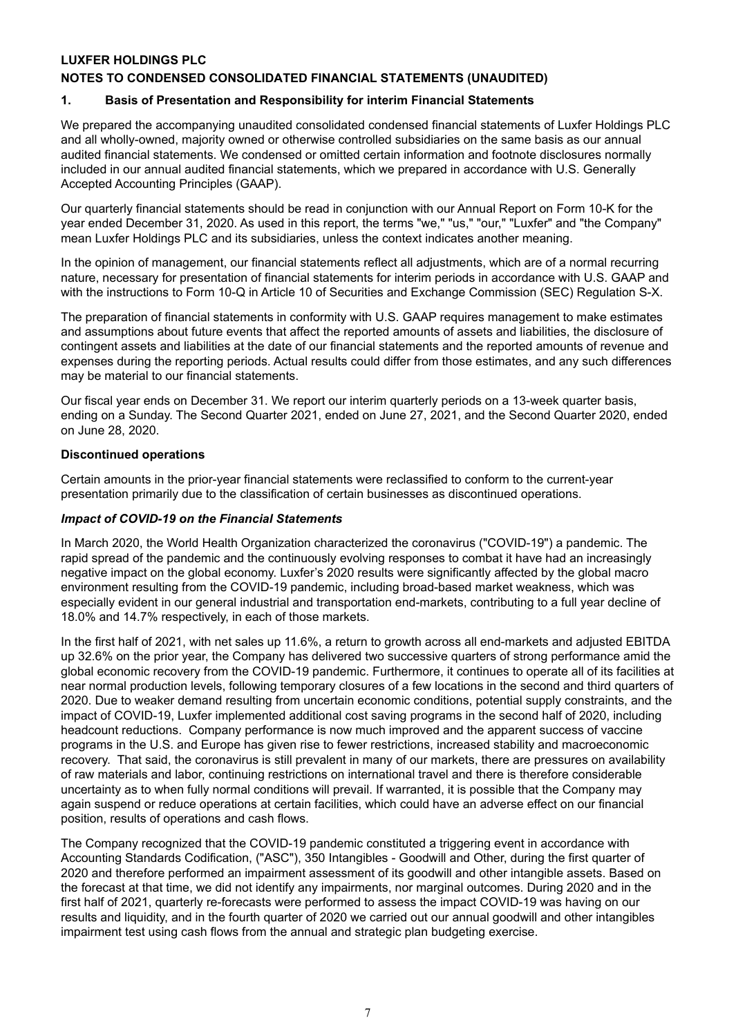**LUXFER HOLDINGS PLC**

**NOTES TO CONDENSED CONSOLIDATED FINANCIAL STATEMENTS (UNAUDITED)**

## 1. Basis of Presentation and Responsibility for interim Financial Statements

We prepared the accompanying unaudited consolidated condensed financial statements of Luxfer Holdings PLC and all wholly-owned, majority owned or otherwise controlled subsidiaries on the same basis as our annual audited financial statements. We condensed or omitted certain information and footnote disclosures normally included in our annual audited financial statements, which we prepared in accordance with U.S. Generally Accepted Accounting Principles (GAAP).

Our quarterly financial statements should be read in conjunction with our Annual Report on Form 10-K for the year ended December 31, 2020. As used in this report, the terms "we," "us," "our," "Luxfer" and "the Company" mean Luxfer Holdings PLC and its subsidiaries, unless the context indicates another meaning.

In the opinion of management, our financial statements reflect all adjustments, which are of a normal recurring nature, necessary for presentation of financial statements for interim periods in accordance with U.S. GAAP and with the instructions to Form 10-Q in Article 10 of Securities and Exchange Commission (SEC) Regulation S-X.

The preparation of financial statements in conformity with U.S. GAAP requires management to make estimates and assumptions about future events that affect the reported amounts of assets and liabilities, the disclosure of contingent assets and liabilities at the date of our financial statements and the reported amounts of revenue and expenses during the reporting periods. Actual results could differ from those estimates, and any such differences may be material to our financial statements.

Our fiscal year ends on December 31. We report our interim quarterly periods on a 13-week quarter basis, ending on a Sunday. The Second Quarter 2021, ended on June 27, 2021, and the Second Quarter 2020, ended on June 28, 2020.

### Discontinued operations

Certain amounts in the prior-year financial statements were reclassified to conform to the current-year presentation primarily due to the classification of certain businesses as discontinued operations.

### *Impact of COVID-19 on the Financial Statements*

In March 2020, the World Health Organization characterized the coronavirus ("COVID-19") a pandemic. The rapid spread of the pandemic and the continuously evolving responses to combat it have had an increasingly negative impact on the global economy. Luxfer's 2020 results were significantly affected by the global macro environment resulting from the COVID-19 pandemic, including broad-based market weakness, which was especially evident in our general industrial and transportation end-markets, contributing to a full year decline of 18.0% and 14.7% respectively, in each of those markets.

In the first half of 2021, with net sales up 11.6%, a return to growth across all end-markets and adjusted EBITDA up 32.6% on the prior year, the Company has delivered two successive quarters of strong performance amid the global economic recovery from the COVID-19 pandemic. Furthermore, it continues to operate all of its facilities at near normal production levels, following temporary closures of a few locations in the second and third quarters of 2020. Due to weaker demand resulting from uncertain economic conditions, potential supply constraints, and the impact of COVID-19, Luxfer implemented additional cost saving programs in the second half of 2020, including headcount reductions. Company performance is now much improved and the apparent success of vaccine programs in the U.S. and Europe has given rise to fewer restrictions, increased stability and macroeconomic recovery. That said, the coronavirus is still prevalent in many of our markets, there are pressures on availability of raw materials and labor, continuing restrictions on international travel and there is therefore considerable uncertainty as to when fully normal conditions will prevail. If warranted, it is possible that the Company may again suspend or reduce operations at certain facilities, which could have an adverse effect on our financial position, results of operations and cash flows.

The Company recognized that the COVID-19 pandemic constituted a triggering event in accordance with Accounting Standards Codification, ("ASC"), 350 Intangibles - Goodwill and Other, during the first quarter of 2020 and therefore performed an impairment assessment of its goodwill and other intangible assets. Based on the forecast at that time, we did not identify any impairments, nor marginal outcomes. During 2020 and in the first half of 2021, quarterly re-forecasts were performed to assess the impact COVID-19 was having on our results and liquidity, and in the fourth quarter of 2020 we carried out our annual goodwill and other intangibles impairment test using cash flows from the annual and strategic plan budgeting exercise.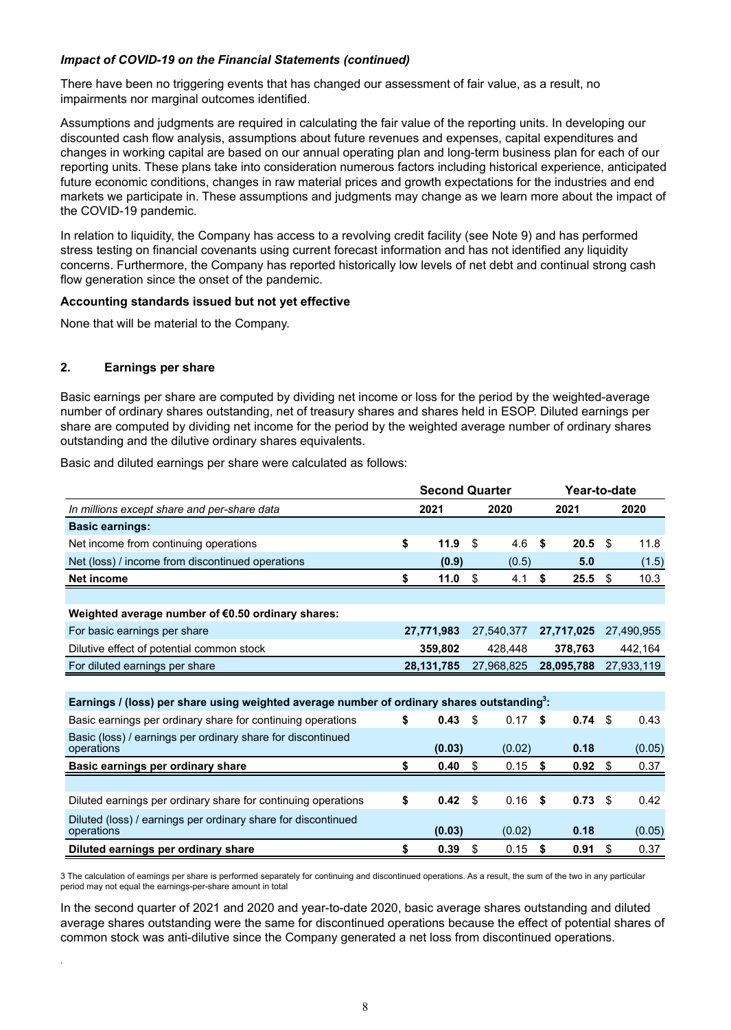***Impact of COVID-19 on the Financial Statements (continued)***

There have been no triggering events that has changed our assessment of fair value, as a result, no impairments nor marginal outcomes identified.

Assumptions and judgments are required in calculating the fair value of the reporting units. In developing our discounted cash flow analysis, assumptions about future revenues and expenses, capital expenditures and changes in working capital are based on our annual operating plan and long-term business plan for each of our reporting units. These plans take into consideration numerous factors including historical experience, anticipated future economic conditions, changes in raw material prices and growth expectations for the industries and end markets we participate in. These assumptions and judgments may change as we learn more about the impact of the COVID-19 pandemic.

In relation to liquidity, the Company has access to a revolving credit facility (see Note 9) and has performed stress testing on financial covenants using current forecast information and has not identified any liquidity concerns. Furthermore, the Company has reported historically low levels of net debt and continual strong cash flow generation since the onset of the pandemic.

**Accounting standards issued but not yet effective**

None that will be material to the Company.

## 2. Earnings per share

Basic earnings per share are computed by dividing net income or loss for the period by the weighted-average number of ordinary shares outstanding, net of treasury shares and shares held in ESOP. Diluted earnings per share are computed by dividing net income for the period by the weighted average number of ordinary shares outstanding and the dilutive ordinary shares equivalents.

Basic and diluted earnings per share were calculated as follows:

| | Second Quarter | | Year-to-date | |
|---|---|---|---|---|
| *In millions except share and per-share data* | **2021** | **2020** | **2021** | **2020** |
| **Basic earnings:** | | | | |
| Net income from continuing operations | **$ 11.9** | $ 4.6 | **$ 20.5** | $ 11.8 |
| Net (loss) / income from discontinued operations | **(0.9)** | (0.5) | **5.0** | (1.5) |
| **Net income** | **$ 11.0** | $ 4.1 | **$ 25.5** | $ 10.3 |
| | | | | |
| **Weighted average number of €0.50 ordinary shares:** | | | | |
| For basic earnings per share | **27,771,983** | 27,540,377 | **27,717,025** | 27,490,955 |
| Dilutive effect of potential common stock | **359,802** | 428,448 | **378,763** | 442,164 |
| For diluted earnings per share | **28,131,785** | 27,968,825 | **28,095,788** | 27,933,119 |
| | | | | |
| **Earnings / (loss) per share using weighted average number of ordinary shares outstanding[3]:** | | | | |
| Basic earnings per ordinary share for continuing operations | **$ 0.43** | $ 0.17 | **$ 0.74** | $ 0.43 |
| Basic (loss) / earnings per ordinary share for discontinued operations | **(0.03)** | (0.02) | **0.18** | (0.05) |
| **Basic earnings per ordinary share** | **$ 0.40** | $ 0.15 | **$ 0.92** | $ 0.37 |
| | | | | |
| Diluted earnings per ordinary share for continuing operations | **$ 0.42** | $ 0.16 | **$ 0.73** | $ 0.42 |
| Diluted (loss) / earnings per ordinary share for discontinued operations | **(0.03)** | (0.02) | **0.18** | (0.05) |
| **Diluted earnings per ordinary share** | **$ 0.39** | $ 0.15 | **$ 0.91** | $ 0.37 |

3 The calculation of earnings per share is performed separately for continuing and discontinued operations. As a result, the sum of the two in any particular period may not equal the earnings-per-share amount in total

In the second quarter of 2021 and 2020 and year-to-date 2020, basic average shares outstanding and diluted average shares outstanding were the same for discontinued operations because the effect of potential shares of common stock was anti-dilutive since the Company generated a net loss from discontinued operations.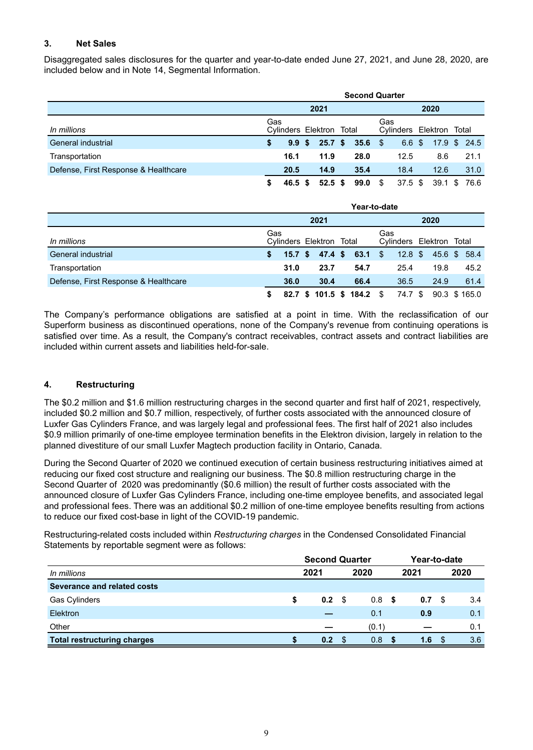### 3. Net Sales

Disaggregated sales disclosures for the quarter and year-to-date ended June 27, 2021, and June 28, 2020, are included below and in Note 14, Segmental Information.

| | Second Quarter | | | | | |
|---|---|---|---|---|---|---|
| | 2021 | | | 2020 | | |
| *In millions* | Gas Cylinders | Elektron | Total | Gas Cylinders | Elektron | Total |
| General industrial | **$ 9.9** | **$ 25.7** | **$ 35.6** | $ 6.6 | $ 17.9 | $ 24.5 |
| Transportation | **16.1** | **11.9** | **28.0** | 12.5 | 8.6 | 21.1 |
| Defense, First Response & Healthcare | **20.5** | **14.9** | **35.4** | 18.4 | 12.6 | 31.0 |
| | **$ 46.5** | **$ 52.5** | **$ 99.0** | $ 37.5 | $ 39.1 | $ 76.6 |

| | Year-to-date | | | | | |
|---|---|---|---|---|---|---|
| | 2021 | | | 2020 | | |
| *In millions* | Gas Cylinders | Elektron | Total | Gas Cylinders | Elektron | Total |
| General industrial | **$ 15.7** | **$ 47.4** | **$ 63.1** | $ 12.8 | $ 45.6 | $ 58.4 |
| Transportation | **31.0** | **23.7** | **54.7** | 25.4 | 19.8 | 45.2 |
| Defense, First Response & Healthcare | **36.0** | **30.4** | **66.4** | 36.5 | 24.9 | 61.4 |
| | **$ 82.7** | **$ 101.5** | **$ 184.2** | $ 74.7 | $ 90.3 | $ 165.0 |

The Company's performance obligations are satisfied at a point in time. With the reclassification of our Superform business as discontinued operations, none of the Company's revenue from continuing operations is satisfied over time. As a result, the Company's contract receivables, contract assets and contract liabilities are included within current assets and liabilities held-for-sale.

### 4. Restructuring

The $0.2 million and $1.6 million restructuring charges in the second quarter and first half of 2021, respectively, included $0.2 million and $0.7 million, respectively, of further costs associated with the announced closure of Luxfer Gas Cylinders France, and was largely legal and professional fees. The first half of 2021 also includes $0.9 million primarily of one-time employee termination benefits in the Elektron division, largely in relation to the planned divestiture of our small Luxfer Magtech production facility in Ontario, Canada.

During the Second Quarter of 2020 we continued execution of certain business restructuring initiatives aimed at reducing our fixed cost structure and realigning our business. The $0.8 million restructuring charge in the Second Quarter of 2020 was predominantly ($0.6 million) the result of further costs associated with the announced closure of Luxfer Gas Cylinders France, including one-time employee benefits, and associated legal and professional fees. There was an additional $0.2 million of one-time employee benefits resulting from actions to reduce our fixed cost-base in light of the COVID-19 pandemic.

Restructuring-related costs included within *Restructuring charges* in the Condensed Consolidated Financial Statements by reportable segment were as follows:

| | Second Quarter | | Year-to-date | |
|---|---|---|---|---|
| *In millions* | 2021 | 2020 | 2021 | 2020 |
| **Severance and related costs** | | | | |
| Gas Cylinders | **$ 0.2** | $ 0.8 | **$ 0.7** | $ 3.4 |
| Elektron | **—** | 0.1 | **0.9** | 0.1 |
| Other | **—** | (0.1) | **—** | 0.1 |
| **Total restructuring charges** | **$ 0.2** | $ 0.8 | **$ 1.6** | $ 3.6 |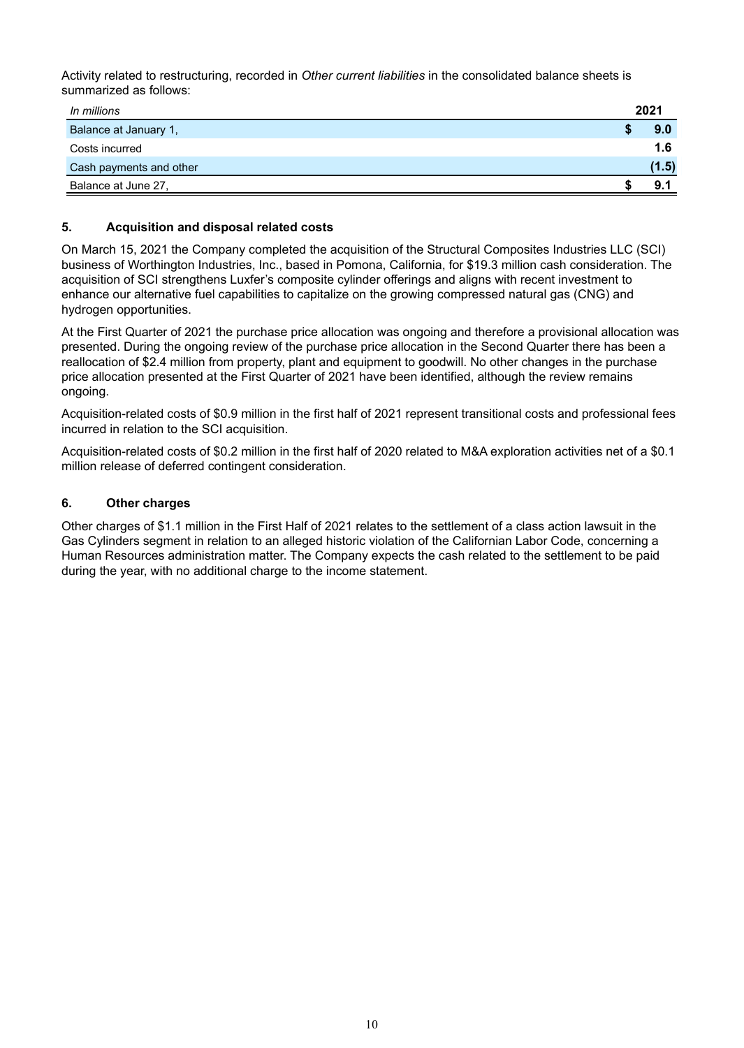Activity related to restructuring, recorded in *Other current liabilities* in the consolidated balance sheets is summarized as follows:

| *In millions* | 2021 |
|---|---|
| Balance at January 1, | $ 9.0 |
| Costs incurred | 1.6 |
| Cash payments and other | (1.5) |
| Balance at June 27, | $ 9.1 |

## 5. Acquisition and disposal related costs

On March 15, 2021 the Company completed the acquisition of the Structural Composites Industries LLC (SCI) business of Worthington Industries, Inc., based in Pomona, California, for $19.3 million cash consideration. The acquisition of SCI strengthens Luxfer's composite cylinder offerings and aligns with recent investment to enhance our alternative fuel capabilities to capitalize on the growing compressed natural gas (CNG) and hydrogen opportunities.

At the First Quarter of 2021 the purchase price allocation was ongoing and therefore a provisional allocation was presented. During the ongoing review of the purchase price allocation in the Second Quarter there has been a reallocation of $2.4 million from property, plant and equipment to goodwill. No other changes in the purchase price allocation presented at the First Quarter of 2021 have been identified, although the review remains ongoing.

Acquisition-related costs of $0.9 million in the first half of 2021 represent transitional costs and professional fees incurred in relation to the SCI acquisition.

Acquisition-related costs of $0.2 million in the first half of 2020 related to M&A exploration activities net of a $0.1 million release of deferred contingent consideration.

## 6. Other charges

Other charges of $1.1 million in the First Half of 2021 relates to the settlement of a class action lawsuit in the Gas Cylinders segment in relation to an alleged historic violation of the Californian Labor Code, concerning a Human Resources administration matter. The Company expects the cash related to the settlement to be paid during the year, with no additional charge to the income statement.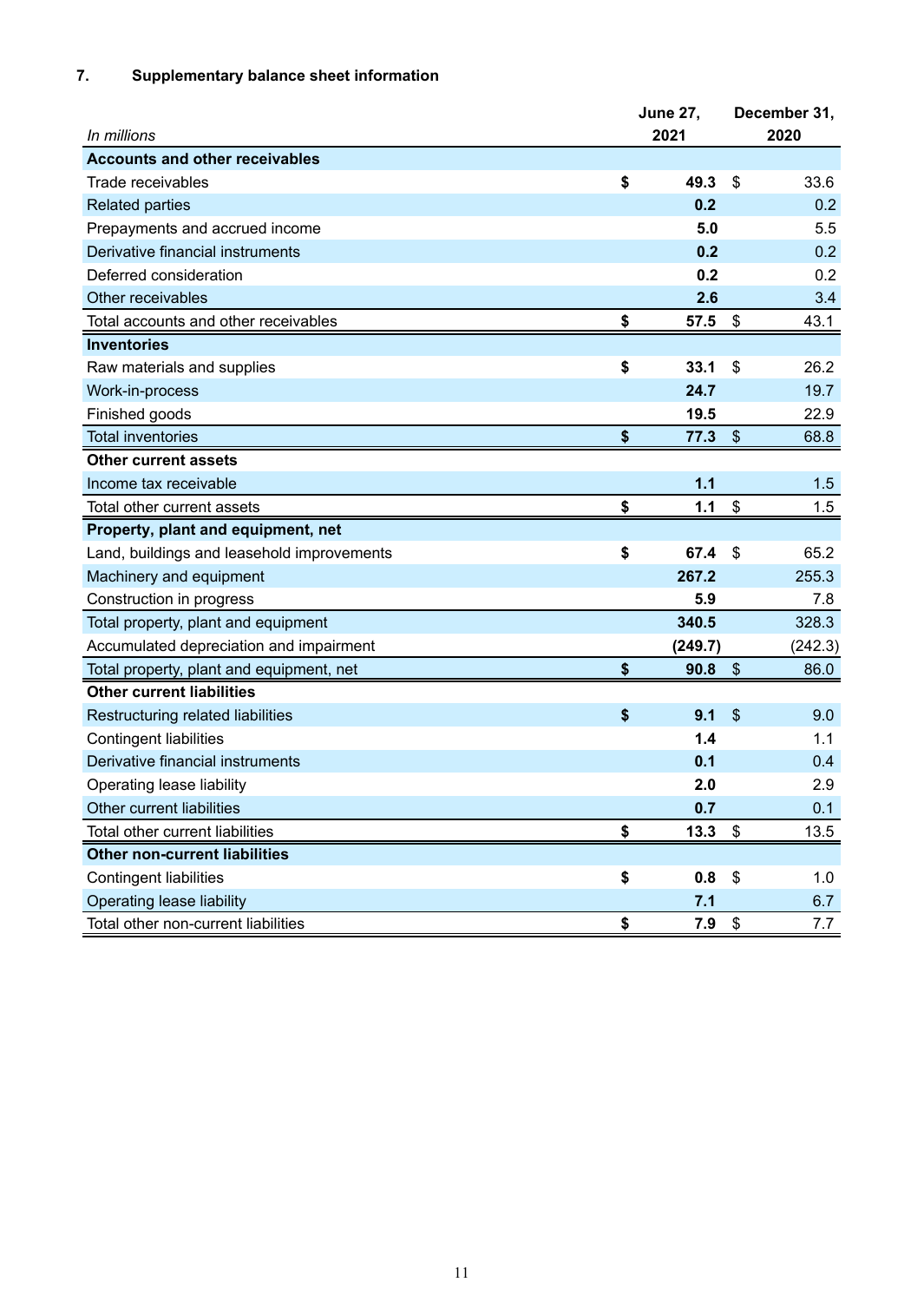## 7. Supplementary balance sheet information

| *In millions* | June 27, 2021 | December 31, 2020 |
|---|---|---|
| **Accounts and other receivables** | | |
| Trade receivables | **$ 49.3** | $ 33.6 |
| Related parties | **0.2** | 0.2 |
| Prepayments and accrued income | **5.0** | 5.5 |
| Derivative financial instruments | **0.2** | 0.2 |
| Deferred consideration | **0.2** | 0.2 |
| Other receivables | **2.6** | 3.4 |
| Total accounts and other receivables | **$ 57.5** | $ 43.1 |
| **Inventories** | | |
| Raw materials and supplies | **$ 33.1** | $ 26.2 |
| Work-in-process | **24.7** | 19.7 |
| Finished goods | **19.5** | 22.9 |
| Total inventories | **$ 77.3** | $ 68.8 |
| **Other current assets** | | |
| Income tax receivable | **1.1** | 1.5 |
| Total other current assets | **$ 1.1** | $ 1.5 |
| **Property, plant and equipment, net** | | |
| Land, buildings and leasehold improvements | **$ 67.4** | $ 65.2 |
| Machinery and equipment | **267.2** | 255.3 |
| Construction in progress | **5.9** | 7.8 |
| Total property, plant and equipment | **340.5** | 328.3 |
| Accumulated depreciation and impairment | **(249.7)** | (242.3) |
| Total property, plant and equipment, net | **$ 90.8** | $ 86.0 |
| **Other current liabilities** | | |
| Restructuring related liabilities | **$ 9.1** | $ 9.0 |
| Contingent liabilities | **1.4** | 1.1 |
| Derivative financial instruments | **0.1** | 0.4 |
| Operating lease liability | **2.0** | 2.9 |
| Other current liabilities | **0.7** | 0.1 |
| Total other current liabilities | **$ 13.3** | $ 13.5 |
| **Other non-current liabilities** | | |
| Contingent liabilities | **$ 0.8** | $ 1.0 |
| Operating lease liability | **7.1** | 6.7 |
| Total other non-current liabilities | **$ 7.9** | $ 7.7 |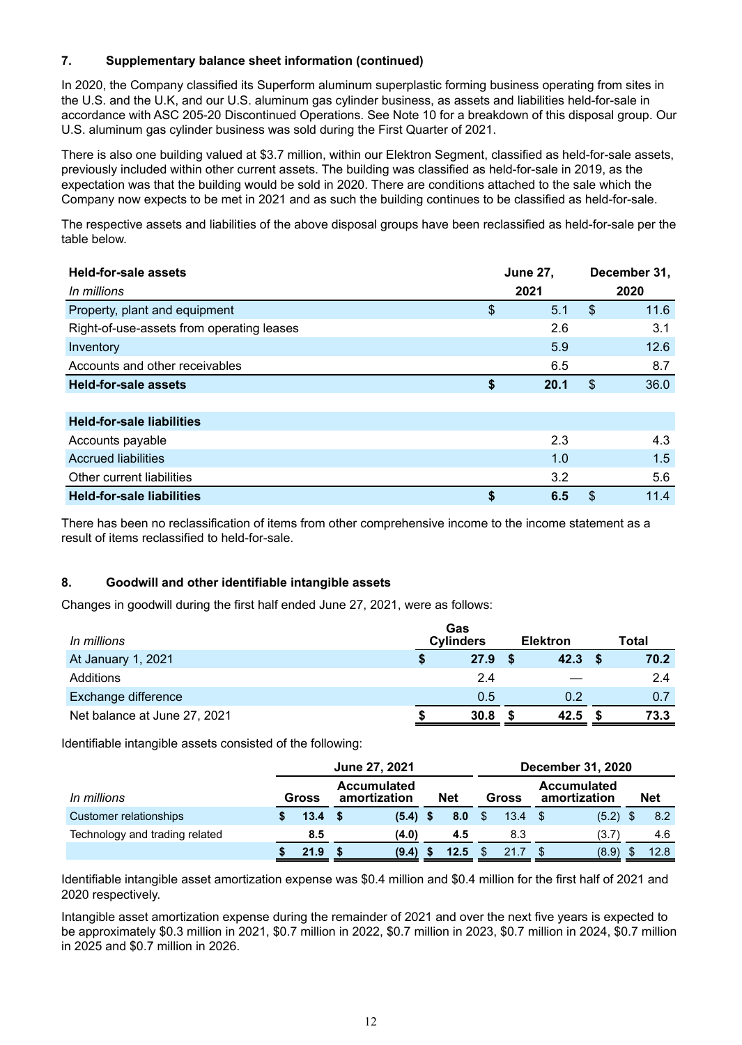### 7. Supplementary balance sheet information (continued)

In 2020, the Company classified its Superform aluminum superplastic forming business operating from sites in the U.S. and the U.K, and our U.S. aluminum gas cylinder business, as assets and liabilities held-for-sale in accordance with ASC 205-20 Discontinued Operations. See Note 10 for a breakdown of this disposal group. Our U.S. aluminum gas cylinder business was sold during the First Quarter of 2021.

There is also one building valued at $3.7 million, within our Elektron Segment, classified as held-for-sale assets, previously included within other current assets. The building was classified as held-for-sale in 2019, as the expectation was that the building would be sold in 2020. There are conditions attached to the sale which the Company now expects to be met in 2021 and as such the building continues to be classified as held-for-sale.

The respective assets and liabilities of the above disposal groups have been reclassified as held-for-sale per the table below.

| **Held-for-sale assets**<br>*In millions* | **June 27, 2021** | **December 31, 2020** |
|---|---|---|
| Property, plant and equipment | $ 5.1 | $ 11.6 |
| Right-of-use-assets from operating leases | 2.6 | 3.1 |
| Inventory | 5.9 | 12.6 |
| Accounts and other receivables | 6.5 | 8.7 |
| **Held-for-sale assets** | **$ 20.1** | $ 36.0 |
| | | |
| **Held-for-sale liabilities** | | |
| Accounts payable | 2.3 | 4.3 |
| Accrued liabilities | 1.0 | 1.5 |
| Other current liabilities | 3.2 | 5.6 |
| **Held-for-sale liabilities** | **$ 6.5** | $ 11.4 |

There has been no reclassification of items from other comprehensive income to the income statement as a result of items reclassified to held-for-sale.

### 8. Goodwill and other identifiable intangible assets

Changes in goodwill during the first half ended June 27, 2021, were as follows:

| *In millions* | Gas Cylinders | Elektron | Total |
|---|---|---|---|
| At January 1, 2021 | **$ 27.9** | **$ 42.3** | **$ 70.2** |
| Additions | 2.4 | — | 2.4 |
| Exchange difference | 0.5 | 0.2 | 0.7 |
| Net balance at June 27, 2021 | **$ 30.8** | **$ 42.5** | **$ 73.3** |

Identifiable intangible assets consisted of the following:

| | **June 27, 2021** | | | **December 31, 2020** | | |
|---|---|---|---|---|---|---|
| *In millions* | **Gross** | **Accumulated amortization** | **Net** | **Gross** | **Accumulated amortization** | **Net** |
| Customer relationships | **$ 13.4** | **$ (5.4)** | **$ 8.0** | $ 13.4 | $ (5.2) | $ 8.2 |
| Technology and trading related | **8.5** | **(4.0)** | **4.5** | 8.3 | (3.7) | 4.6 |
| | **$ 21.9** | **$ (9.4)** | **$ 12.5** | $ 21.7 | $ (8.9) | $ 12.8 |

Identifiable intangible asset amortization expense was $0.4 million and $0.4 million for the first half of 2021 and 2020 respectively.

Intangible asset amortization expense during the remainder of 2021 and over the next five years is expected to be approximately $0.3 million in 2021, $0.7 million in 2022, $0.7 million in 2023, $0.7 million in 2024, $0.7 million in 2025 and $0.7 million in 2026.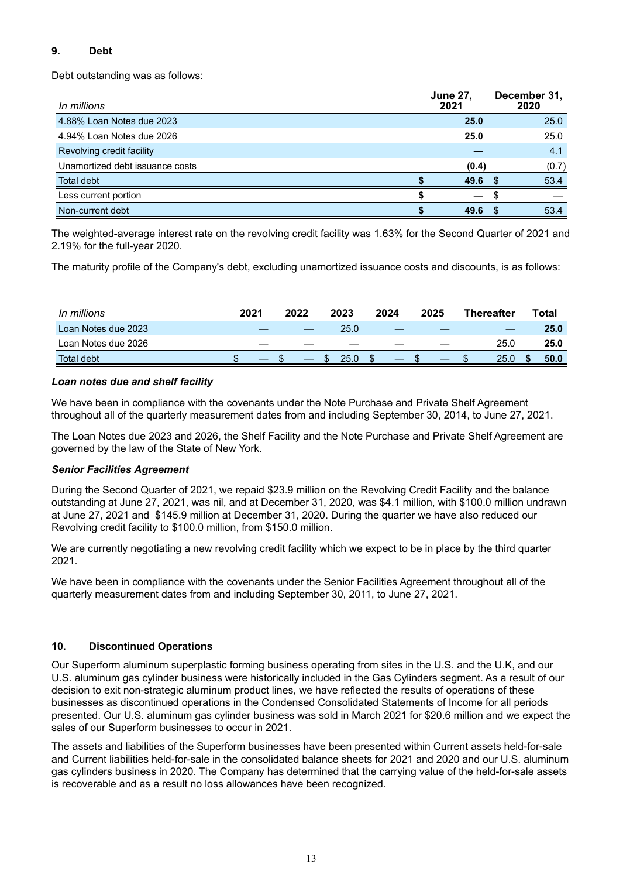## 9. Debt

Debt outstanding was as follows:

| *In millions* | June 27, 2021 | December 31, 2020 |
|---|---|---|
| 4.88% Loan Notes due 2023 | **25.0** | 25.0 |
| 4.94% Loan Notes due 2026 | **25.0** | 25.0 |
| Revolving credit facility | **—** | 4.1 |
| Unamortized debt issuance costs | **(0.4)** | (0.7) |
| Total debt | **$ 49.6** | $ 53.4 |
| Less current portion | **$ —** | $ — |
| Non-current debt | **$ 49.6** | $ 53.4 |

The weighted-average interest rate on the revolving credit facility was 1.63% for the Second Quarter of 2021 and 2.19% for the full-year 2020.

The maturity profile of the Company's debt, excluding unamortized issuance costs and discounts, is as follows:

| *In millions* | 2021 | 2022 | 2023 | 2024 | 2025 | Thereafter | Total |
|---|---|---|---|---|---|---|---|
| Loan Notes due 2023 | — | — | 25.0 | — | — | — | **25.0** |
| Loan Notes due 2026 | — | — | — | — | — | 25.0 | **25.0** |
| Total debt | $ — | $ — | $ 25.0 | $ — | $ — | $ 25.0 | **$ 50.0** |

***Loan notes due and shelf facility***

We have been in compliance with the covenants under the Note Purchase and Private Shelf Agreement throughout all of the quarterly measurement dates from and including September 30, 2014, to June 27, 2021.

The Loan Notes due 2023 and 2026, the Shelf Facility and the Note Purchase and Private Shelf Agreement are governed by the law of the State of New York.

***Senior Facilities Agreement***

During the Second Quarter of 2021, we repaid $23.9 million on the Revolving Credit Facility and the balance outstanding at June 27, 2021, was nil, and at December 31, 2020, was $4.1 million, with $100.0 million undrawn at June 27, 2021 and $145.9 million at December 31, 2020. During the quarter we have also reduced our Revolving credit facility to $100.0 million, from $150.0 million.

We are currently negotiating a new revolving credit facility which we expect to be in place by the third quarter 2021.

We have been in compliance with the covenants under the Senior Facilities Agreement throughout all of the quarterly measurement dates from and including September 30, 2011, to June 27, 2021.

## 10. Discontinued Operations

Our Superform aluminum superplastic forming business operating from sites in the U.S. and the U.K, and our U.S. aluminum gas cylinder business were historically included in the Gas Cylinders segment. As a result of our decision to exit non-strategic aluminum product lines, we have reflected the results of operations of these businesses as discontinued operations in the Condensed Consolidated Statements of Income for all periods presented. Our U.S. aluminum gas cylinder business was sold in March 2021 for $20.6 million and we expect the sales of our Superform businesses to occur in 2021.

The assets and liabilities of the Superform businesses have been presented within Current assets held-for-sale and Current liabilities held-for-sale in the consolidated balance sheets for 2021 and 2020 and our U.S. aluminum gas cylinders business in 2020. The Company has determined that the carrying value of the held-for-sale assets is recoverable and as a result no loss allowances have been recognized.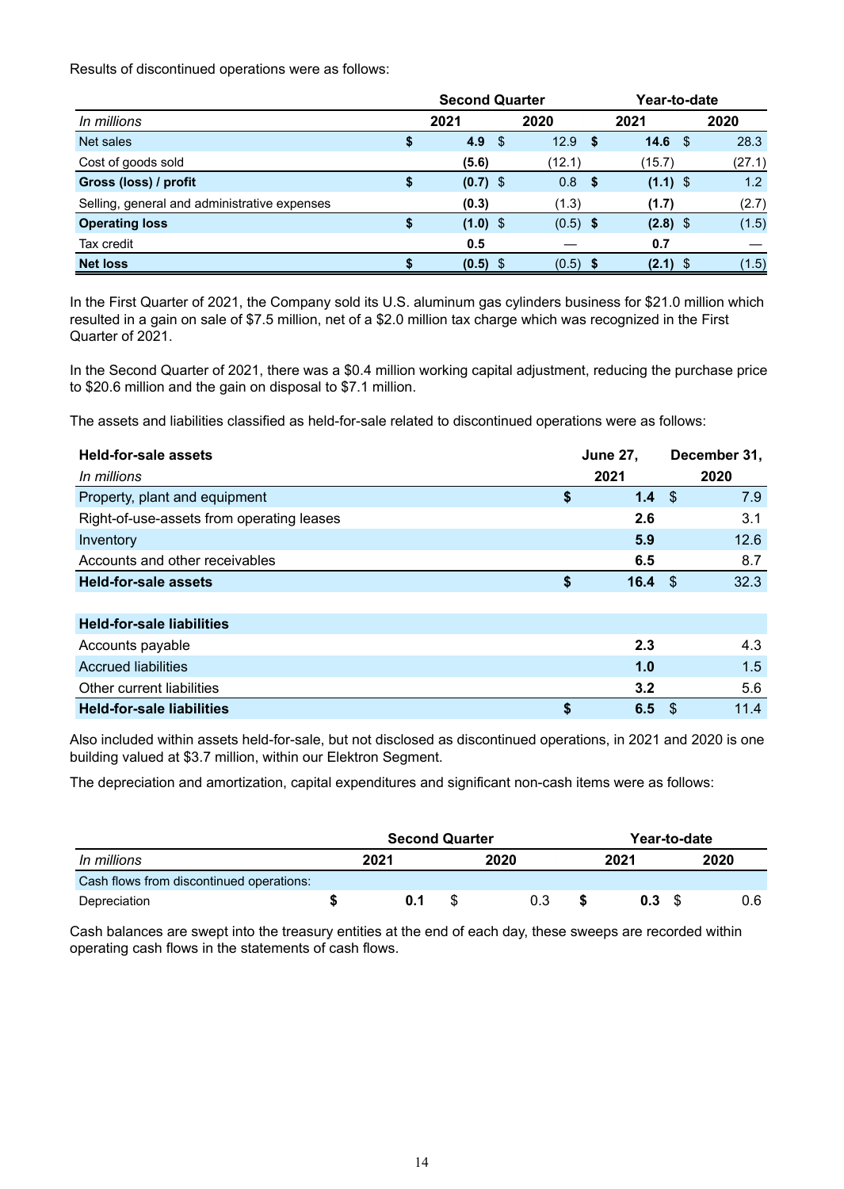Results of discontinued operations were as follows:

| | Second Quarter | | Year-to-date | |
|---|---|---|---|---|
| *In millions* | 2021 | 2020 | 2021 | 2020 |
| Net sales | $ **4.9** | $ 12.9 | $ **14.6** | $ 28.3 |
| Cost of goods sold | **(5.6)** | (12.1) | **(15.7)** | (27.1) |
| **Gross (loss) / profit** | $ **(0.7)** | $ 0.8 | $ **(1.1)** | $ 1.2 |
| Selling, general and administrative expenses | **(0.3)** | (1.3) | **(1.7)** | (2.7) |
| **Operating loss** | $ **(1.0)** | $ (0.5) | $ **(2.8)** | $ (1.5) |
| Tax credit | **0.5** | — | **0.7** | — |
| **Net loss** | $ **(0.5)** | $ (0.5) | $ **(2.1)** | $ (1.5) |

In the First Quarter of 2021, the Company sold its U.S. aluminum gas cylinders business for $21.0 million which resulted in a gain on sale of $7.5 million, net of a $2.0 million tax charge which was recognized in the First Quarter of 2021.

In the Second Quarter of 2021, there was a $0.4 million working capital adjustment, reducing the purchase price to $20.6 million and the gain on disposal to $7.1 million.

The assets and liabilities classified as held-for-sale related to discontinued operations were as follows:

| **Held-for-sale assets** | June 27, | December 31, |
|---|---|---|
| *In millions* | 2021 | 2020 |
| Property, plant and equipment | $ **1.4** | $ 7.9 |
| Right-of-use-assets from operating leases | **2.6** | 3.1 |
| Inventory | **5.9** | 12.6 |
| Accounts and other receivables | **6.5** | 8.7 |
| **Held-for-sale assets** | $ **16.4** | $ 32.3 |
| | | |
| **Held-for-sale liabilities** | | |
| Accounts payable | **2.3** | 4.3 |
| Accrued liabilities | **1.0** | 1.5 |
| Other current liabilities | **3.2** | 5.6 |
| **Held-for-sale liabilities** | $ **6.5** | $ 11.4 |

Also included within assets held-for-sale, but not disclosed as discontinued operations, in 2021 and 2020 is one building valued at $3.7 million, within our Elektron Segment.

The depreciation and amortization, capital expenditures and significant non-cash items were as follows:

| | Second Quarter | | Year-to-date | |
|---|---|---|---|---|
| *In millions* | 2021 | 2020 | 2021 | 2020 |
| Cash flows from discontinued operations: | | | | |
| Depreciation | $ **0.1** | $ 0.3 | $ **0.3** | $ 0.6 |

Cash balances are swept into the treasury entities at the end of each day, these sweeps are recorded within operating cash flows in the statements of cash flows.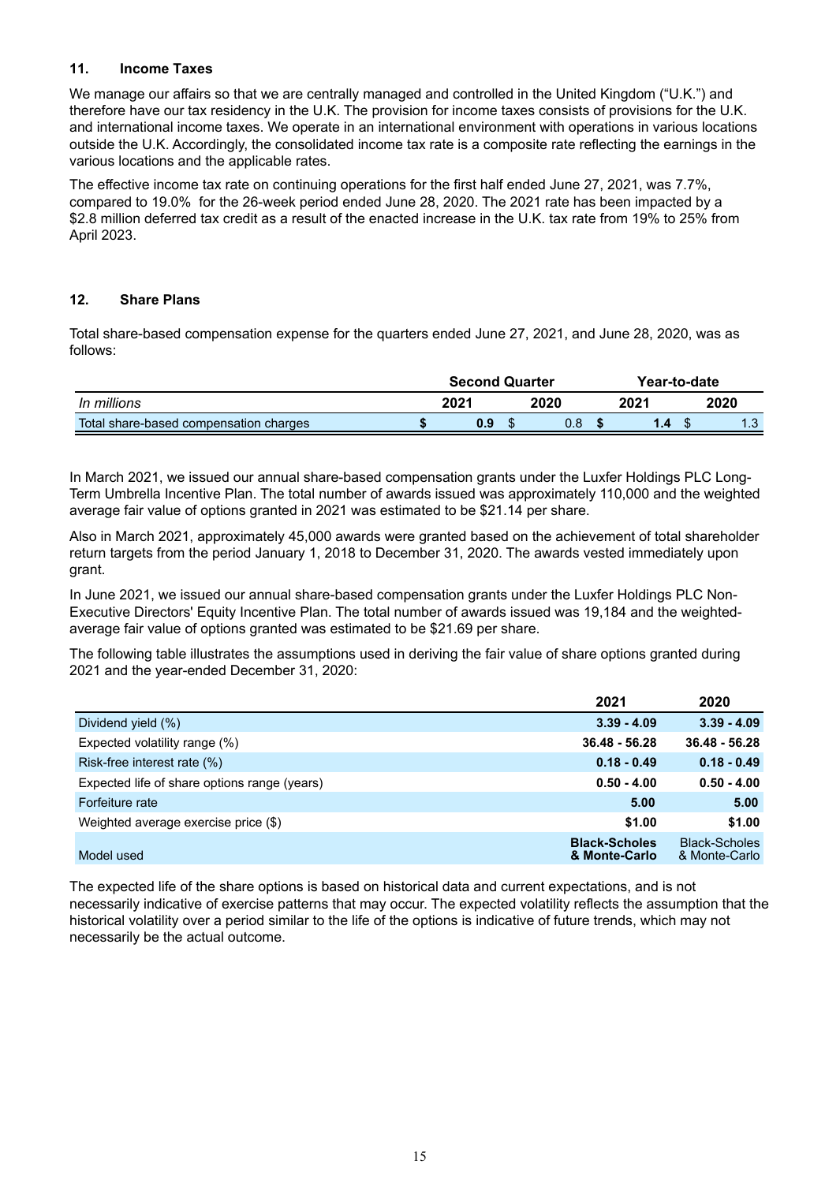## 11. Income Taxes

We manage our affairs so that we are centrally managed and controlled in the United Kingdom ("U.K.") and therefore have our tax residency in the U.K. The provision for income taxes consists of provisions for the U.K. and international income taxes. We operate in an international environment with operations in various locations outside the U.K. Accordingly, the consolidated income tax rate is a composite rate reflecting the earnings in the various locations and the applicable rates.

The effective income tax rate on continuing operations for the first half ended June 27, 2021, was 7.7%, compared to 19.0% for the 26-week period ended June 28, 2020. The 2021 rate has been impacted by a $2.8 million deferred tax credit as a result of the enacted increase in the U.K. tax rate from 19% to 25% from April 2023.

## 12. Share Plans

Total share-based compensation expense for the quarters ended June 27, 2021, and June 28, 2020, was as follows:

| | Second Quarter | | Year-to-date | |
|---|---|---|---|---|
| *In millions* | **2021** | **2020** | **2021** | **2020** |
| Total share-based compensation charges | **$ 0.9** | $ 0.8 | **$ 1.4** | $ 1.3 |

In March 2021, we issued our annual share-based compensation grants under the Luxfer Holdings PLC Long-Term Umbrella Incentive Plan. The total number of awards issued was approximately 110,000 and the weighted average fair value of options granted in 2021 was estimated to be $21.14 per share.

Also in March 2021, approximately 45,000 awards were granted based on the achievement of total shareholder return targets from the period January 1, 2018 to December 31, 2020. The awards vested immediately upon grant.

In June 2021, we issued our annual share-based compensation grants under the Luxfer Holdings PLC Non-Executive Directors' Equity Incentive Plan. The total number of awards issued was 19,184 and the weighted-average fair value of options granted was estimated to be $21.69 per share.

The following table illustrates the assumptions used in deriving the fair value of share options granted during 2021 and the year-ended December 31, 2020:

| | **2021** | **2020** |
|---|---|---|
| Dividend yield (%) | **3.39 - 4.09** | **3.39 - 4.09** |
| Expected volatility range (%) | **36.48 - 56.28** | **36.48 - 56.28** |
| Risk-free interest rate (%) | **0.18 - 0.49** | **0.18 - 0.49** |
| Expected life of share options range (years) | **0.50 - 4.00** | **0.50 - 4.00** |
| Forfeiture rate | **5.00** | **5.00** |
| Weighted average exercise price ($) | **$1.00** | **$1.00** |
| Model used | **Black-Scholes & Monte-Carlo** | Black-Scholes & Monte-Carlo |

The expected life of the share options is based on historical data and current expectations, and is not necessarily indicative of exercise patterns that may occur. The expected volatility reflects the assumption that the historical volatility over a period similar to the life of the options is indicative of future trends, which may not necessarily be the actual outcome.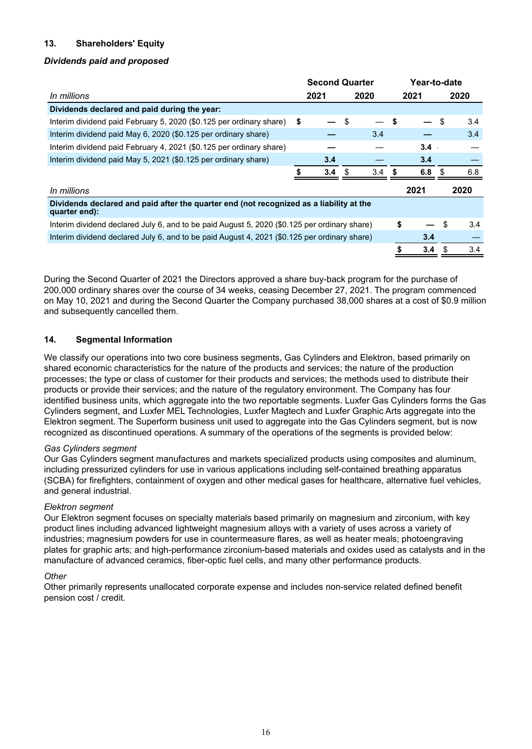## 13. Shareholders' Equity

### *Dividends paid and proposed*

| *In millions* | Second Quarter 2021 | Second Quarter 2020 | Year-to-date 2021 | Year-to-date 2020 |
|---|---|---|---|---|
| **Dividends declared and paid during the year:** | | | | |
| Interim dividend paid February 5, 2020 ($0.125 per ordinary share) | $ — | $ — | $ — | $ 3.4 |
| Interim dividend paid May 6, 2020 ($0.125 per ordinary share) | — | 3.4 | — | 3.4 |
| Interim dividend paid February 4, 2021 ($0.125 per ordinary share) | — | — | 3.4 | — |
| Interim dividend paid May 5, 2021 ($0.125 per ordinary share) | 3.4 | — | 3.4 | — |
| | $ 3.4 | $ 3.4 | $ 6.8 | $ 6.8 |

| *In millions* | 2021 | 2020 |
|---|---|---|
| **Dividends declared and paid after the quarter end (not recognized as a liability at the quarter end):** | | |
| Interim dividend declared July 6, and to be paid August 5, 2020 ($0.125 per ordinary share) | $ — | $ 3.4 |
| Interim dividend declared July 6, and to be paid August 4, 2021 ($0.125 per ordinary share) | 3.4 | — |
| | $ 3.4 | $ 3.4 |

During the Second Quarter of 2021 the Directors approved a share buy-back program for the purchase of 200,000 ordinary shares over the course of 34 weeks, ceasing December 27, 2021. The program commenced on May 10, 2021 and during the Second Quarter the Company purchased 38,000 shares at a cost of $0.9 million and subsequently cancelled them.

## 14. Segmental Information

We classify our operations into two core business segments, Gas Cylinders and Elektron, based primarily on shared economic characteristics for the nature of the products and services; the nature of the production processes; the type or class of customer for their products and services; the methods used to distribute their products or provide their services; and the nature of the regulatory environment. The Company has four identified business units, which aggregate into the two reportable segments. Luxfer Gas Cylinders forms the Gas Cylinders segment, and Luxfer MEL Technologies, Luxfer Magtech and Luxfer Graphic Arts aggregate into the Elektron segment. The Superform business unit used to aggregate into the Gas Cylinders segment, but is now recognized as discontinued operations. A summary of the operations of the segments is provided below:

*Gas Cylinders segment*

Our Gas Cylinders segment manufactures and markets specialized products using composites and aluminum, including pressurized cylinders for use in various applications including self-contained breathing apparatus (SCBA) for firefighters, containment of oxygen and other medical gases for healthcare, alternative fuel vehicles, and general industrial.

*Elektron segment*

Our Elektron segment focuses on specialty materials based primarily on magnesium and zirconium, with key product lines including advanced lightweight magnesium alloys with a variety of uses across a variety of industries; magnesium powders for use in countermeasure flares, as well as heater meals; photoengraving plates for graphic arts; and high-performance zirconium-based materials and oxides used as catalysts and in the manufacture of advanced ceramics, fiber-optic fuel cells, and many other performance products.

*Other*

Other primarily represents unallocated corporate expense and includes non-service related defined benefit pension cost / credit.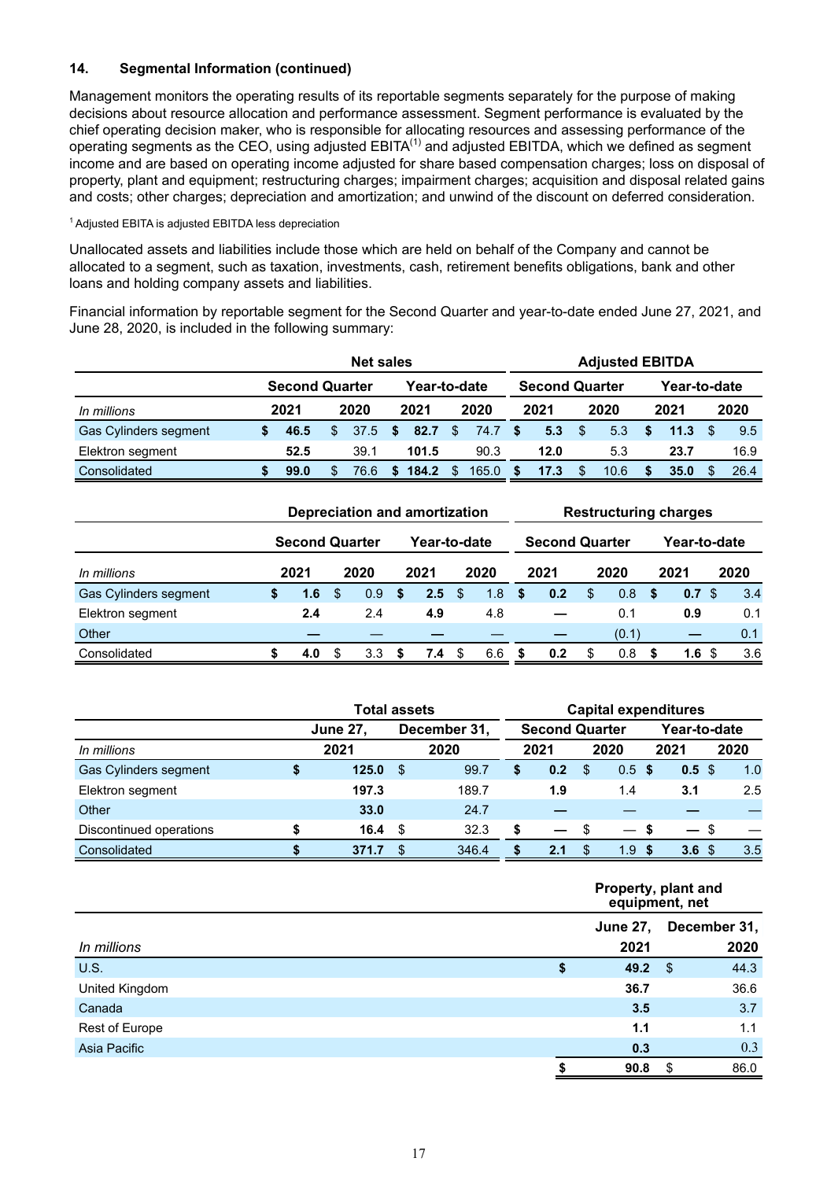## 14. Segmental Information (continued)

Management monitors the operating results of its reportable segments separately for the purpose of making decisions about resource allocation and performance assessment. Segment performance is evaluated by the chief operating decision maker, who is responsible for allocating resources and assessing performance of the operating segments as the CEO, using adjusted EBITA[(1)] and adjusted EBITDA, which we defined as segment income and are based on operating income adjusted for share based compensation charges; loss on disposal of property, plant and equipment; restructuring charges; impairment charges; acquisition and disposal related gains and costs; other charges; depreciation and amortization; and unwind of the discount on deferred consideration.

[1] Adjusted EBITA is adjusted EBITDA less depreciation

Unallocated assets and liabilities include those which are held on behalf of the Company and cannot be allocated to a segment, such as taxation, investments, cash, retirement benefits obligations, bank and other loans and holding company assets and liabilities.

Financial information by reportable segment for the Second Quarter and year-to-date ended June 27, 2021, and June 28, 2020, is included in the following summary:

| | Net sales | | | | Adjusted EBITDA | | | |
|---|---|---|---|---|---|---|---|---|
| | Second Quarter | | Year-to-date | | Second Quarter | | Year-to-date | |
| *In millions* | 2021 | 2020 | 2021 | 2020 | 2021 | 2020 | 2021 | 2020 |
| Gas Cylinders segment | **$ 46.5** | $ 37.5 | **$ 82.7** | $ 74.7 | **$ 5.3** | $ 5.3 | **$ 11.3** | $ 9.5 |
| Elektron segment | **52.5** | 39.1 | **101.5** | 90.3 | **12.0** | 5.3 | **23.7** | 16.9 |
| Consolidated | **$ 99.0** | $ 76.6 | **$ 184.2** | $ 165.0 | **$ 17.3** | $ 10.6 | **$ 35.0** | $ 26.4 |

| | Depreciation and amortization | | | | Restructuring charges | | | |
|---|---|---|---|---|---|---|---|---|
| | Second Quarter | | Year-to-date | | Second Quarter | | Year-to-date | |
| *In millions* | 2021 | 2020 | 2021 | 2020 | 2021 | 2020 | 2021 | 2020 |
| Gas Cylinders segment | **$ 1.6** | $ 0.9 | **$ 2.5** | $ 1.8 | **$ 0.2** | $ 0.8 | **$ 0.7** | $ 3.4 |
| Elektron segment | **2.4** | 2.4 | **4.9** | 4.8 | **—** | 0.1 | **0.9** | 0.1 |
| Other | **—** | — | **—** | — | **—** | (0.1) | **—** | 0.1 |
| Consolidated | **$ 4.0** | $ 3.3 | **$ 7.4** | $ 6.6 | **$ 0.2** | $ 0.8 | **$ 1.6** | $ 3.6 |

| | Total assets | | Capital expenditures | | | |
|---|---|---|---|---|---|---|
| | June 27, | December 31, | Second Quarter | | Year-to-date | |
| *In millions* | 2021 | 2020 | 2021 | 2020 | 2021 | 2020 |
| Gas Cylinders segment | **$ 125.0** | $ 99.7 | **$ 0.2** | $ 0.5 | **$ 0.5** | $ 1.0 |
| Elektron segment | **197.3** | 189.7 | **1.9** | 1.4 | **3.1** | 2.5 |
| Other | **33.0** | 24.7 | **—** | — | **—** | — |
| Discontinued operations | **$ 16.4** | $ 32.3 | **$ —** | $ — | **$ —** | $ — |
| Consolidated | **$ 371.7** | $ 346.4 | **$ 2.1** | $ 1.9 | **$ 3.6** | $ 3.5 |

| | Property, plant and equipment, net | |
|---|---|---|
| | June 27, | December 31, |
| *In millions* | 2021 | 2020 |
| U.S. | **$ 49.2** | $ 44.3 |
| United Kingdom | **36.7** | 36.6 |
| Canada | **3.5** | 3.7 |
| Rest of Europe | **1.1** | 1.1 |
| Asia Pacific | **0.3** | 0.3 |
| | **$ 90.8** | $ 86.0 |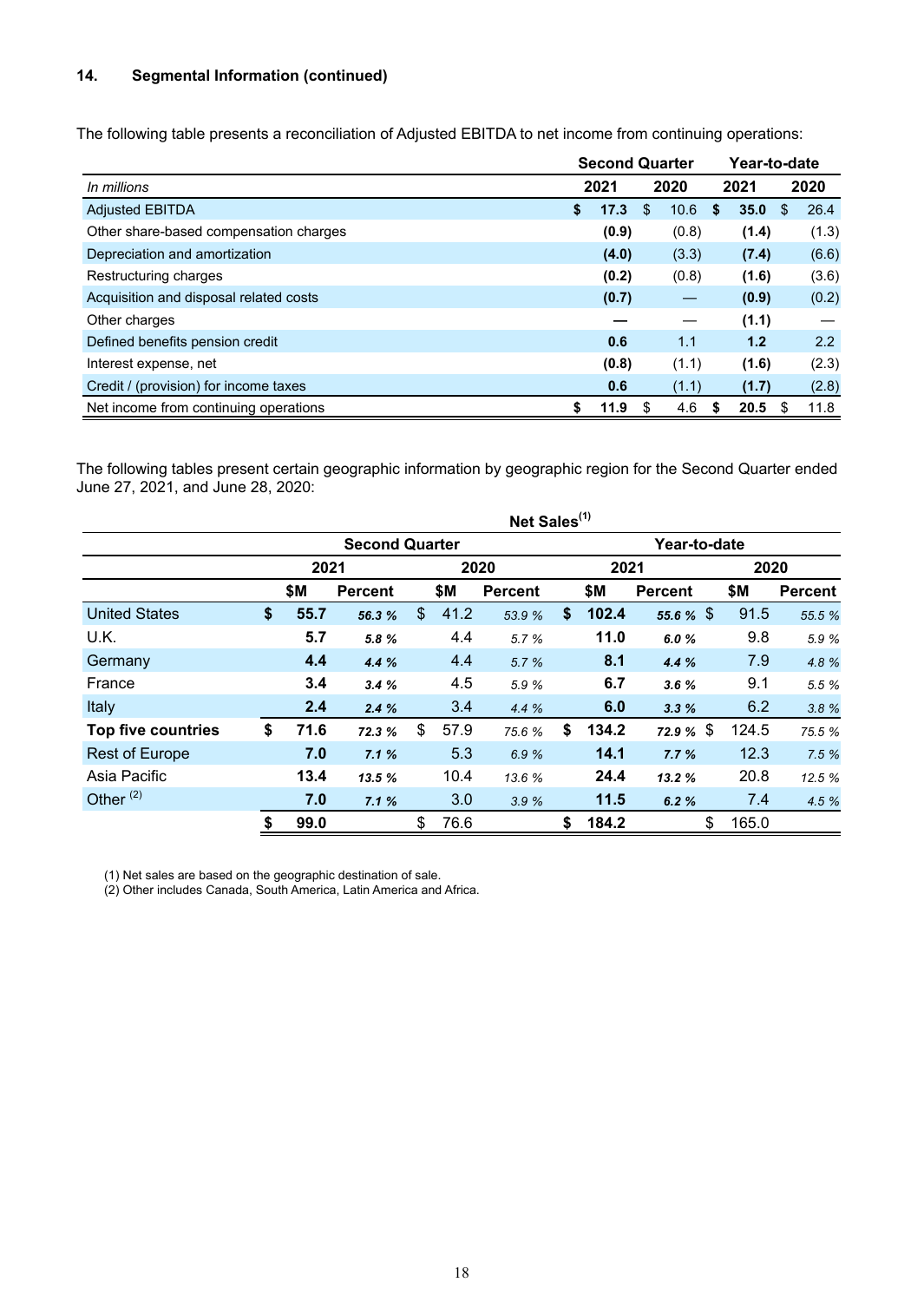## 14. Segmental Information (continued)

The following table presents a reconciliation of Adjusted EBITDA to net income from continuing operations:

| *In millions* | Second Quarter 2021 | Second Quarter 2020 | Year-to-date 2021 | Year-to-date 2020 |
|---|---|---|---|---|
| Adjusted EBITDA | **$ 17.3** | $ 10.6 | **$ 35.0** | $ 26.4 |
| Other share-based compensation charges | **(0.9)** | (0.8) | **(1.4)** | (1.3) |
| Depreciation and amortization | **(4.0)** | (3.3) | **(7.4)** | (6.6) |
| Restructuring charges | **(0.2)** | (0.8) | **(1.6)** | (3.6) |
| Acquisition and disposal related costs | **(0.7)** | — | **(0.9)** | (0.2) |
| Other charges | **—** | — | **(1.1)** | — |
| Defined benefits pension credit | **0.6** | 1.1 | **1.2** | 2.2 |
| Interest expense, net | **(0.8)** | (1.1) | **(1.6)** | (2.3) |
| Credit / (provision) for income taxes | **0.6** | (1.1) | **(1.7)** | (2.8) |
| Net income from continuing operations | **$ 11.9** | $ 4.6 | **$ 20.5** | $ 11.8 |

The following tables present certain geographic information by geographic region for the Second Quarter ended June 27, 2021, and June 28, 2020:

| | Net Sales[1] | | | | | | | |
|---|---|---|---|---|---|---|---|---|
| | Second Quarter | | | | Year-to-date | | | |
| | 2021 | | 2020 | | 2021 | | 2020 | |
| | $M | Percent | $M | Percent | $M | Percent | $M | Percent |
| United States | **$ 55.7** | ***56.3 %*** | $ 41.2 | *53.9 %* | **$ 102.4** | ***55.6 %*** | $ 91.5 | *55.5 %* |
| U.K. | **5.7** | ***5.8 %*** | 4.4 | *5.7 %* | **11.0** | ***6.0 %*** | 9.8 | *5.9 %* |
| Germany | **4.4** | ***4.4 %*** | 4.4 | *5.7 %* | **8.1** | ***4.4 %*** | 7.9 | *4.8 %* |
| France | **3.4** | ***3.4 %*** | 4.5 | *5.9 %* | **6.7** | ***3.6 %*** | 9.1 | *5.5 %* |
| Italy | **2.4** | ***2.4 %*** | 3.4 | *4.4 %* | **6.0** | ***3.3 %*** | 6.2 | *3.8 %* |
| **Top five countries** | **$ 71.6** | ***72.3 %*** | $ 57.9 | *75.6 %* | **$ 134.2** | ***72.9 %*** | $ 124.5 | *75.5 %* |
| Rest of Europe | **7.0** | ***7.1 %*** | 5.3 | *6.9 %* | **14.1** | ***7.7 %*** | 12.3 | *7.5 %* |
| Asia Pacific | **13.4** | ***13.5 %*** | 10.4 | *13.6 %* | **24.4** | ***13.2 %*** | 20.8 | *12.5 %* |
| Other[2] | **7.0** | ***7.1 %*** | 3.0 | *3.9 %* | **11.5** | ***6.2 %*** | 7.4 | *4.5 %* |
| | **$ 99.0** | | $ 76.6 | | **$ 184.2** | | $ 165.0 | |

(1) Net sales are based on the geographic destination of sale.
(2) Other includes Canada, South America, Latin America and Africa.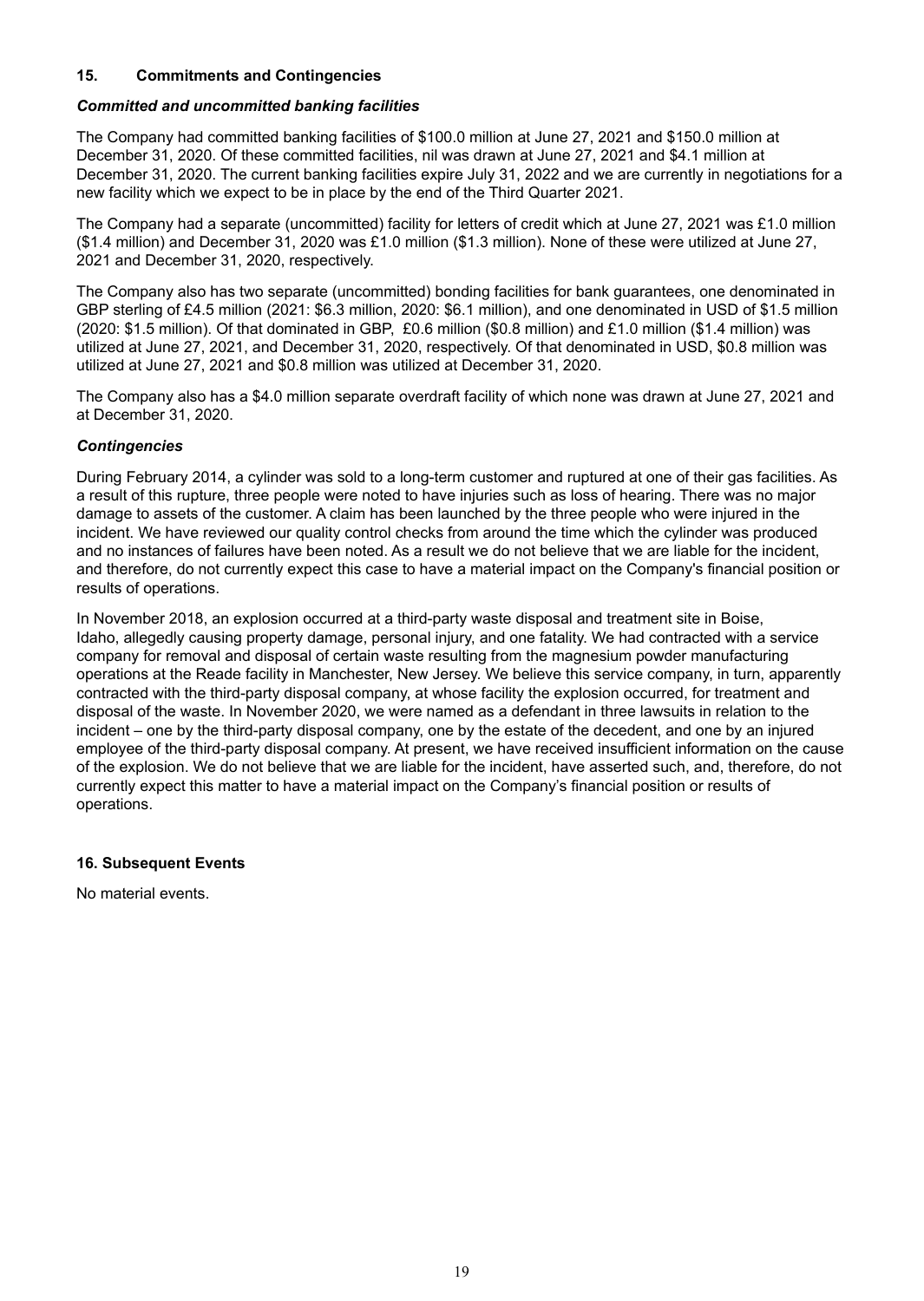## 15. Commitments and Contingencies

### *Committed and uncommitted banking facilities*

The Company had committed banking facilities of $100.0 million at June 27, 2021 and $150.0 million at December 31, 2020. Of these committed facilities, nil was drawn at June 27, 2021 and $4.1 million at December 31, 2020. The current banking facilities expire July 31, 2022 and we are currently in negotiations for a new facility which we expect to be in place by the end of the Third Quarter 2021.

The Company had a separate (uncommitted) facility for letters of credit which at June 27, 2021 was £1.0 million ($1.4 million) and December 31, 2020 was £1.0 million ($1.3 million). None of these were utilized at June 27, 2021 and December 31, 2020, respectively.

The Company also has two separate (uncommitted) bonding facilities for bank guarantees, one denominated in GBP sterling of £4.5 million (2021: $6.3 million, 2020: $6.1 million), and one denominated in USD of $1.5 million (2020: $1.5 million). Of that dominated in GBP, £0.6 million ($0.8 million) and £1.0 million ($1.4 million) was utilized at June 27, 2021, and December 31, 2020, respectively. Of that denominated in USD, $0.8 million was utilized at June 27, 2021 and $0.8 million was utilized at December 31, 2020.

The Company also has a $4.0 million separate overdraft facility of which none was drawn at June 27, 2021 and at December 31, 2020.

### *Contingencies*

During February 2014, a cylinder was sold to a long-term customer and ruptured at one of their gas facilities. As a result of this rupture, three people were noted to have injuries such as loss of hearing. There was no major damage to assets of the customer. A claim has been launched by the three people who were injured in the incident. We have reviewed our quality control checks from around the time which the cylinder was produced and no instances of failures have been noted. As a result we do not believe that we are liable for the incident, and therefore, do not currently expect this case to have a material impact on the Company's financial position or results of operations.

In November 2018, an explosion occurred at a third-party waste disposal and treatment site in Boise, Idaho, allegedly causing property damage, personal injury, and one fatality. We had contracted with a service company for removal and disposal of certain waste resulting from the magnesium powder manufacturing operations at the Reade facility in Manchester, New Jersey. We believe this service company, in turn, apparently contracted with the third-party disposal company, at whose facility the explosion occurred, for treatment and disposal of the waste. In November 2020, we were named as a defendant in three lawsuits in relation to the incident – one by the third-party disposal company, one by the estate of the decedent, and one by an injured employee of the third-party disposal company. At present, we have received insufficient information on the cause of the explosion. We do not believe that we are liable for the incident, have asserted such, and, therefore, do not currently expect this matter to have a material impact on the Company's financial position or results of operations.

## 16. Subsequent Events

No material events.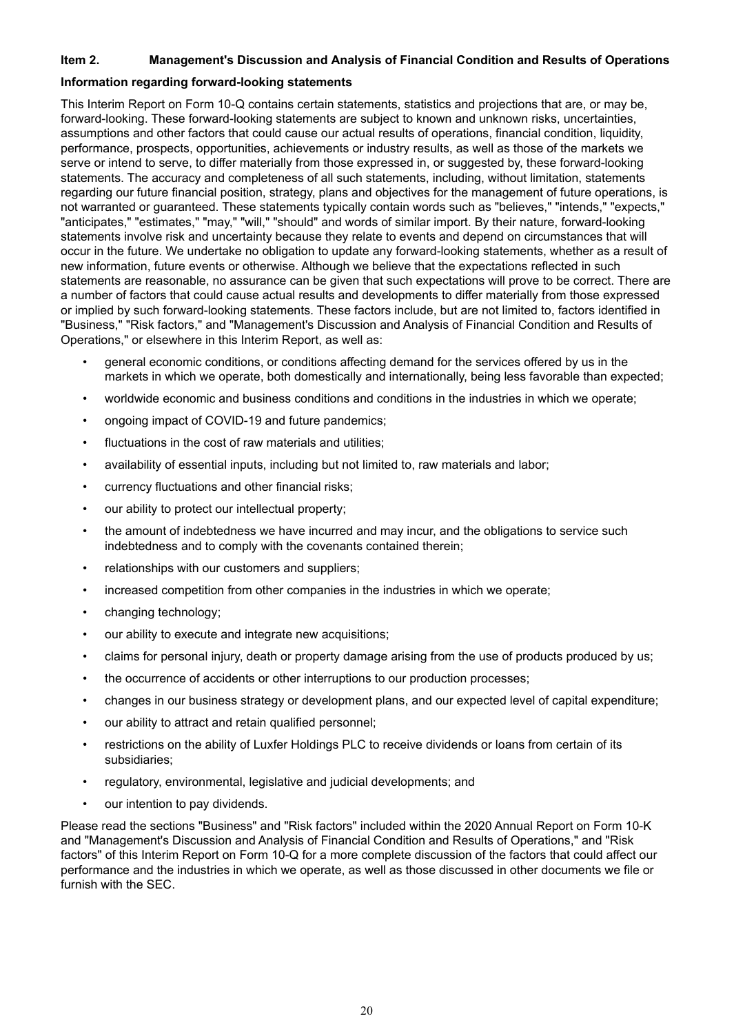## Item 2. Management's Discussion and Analysis of Financial Condition and Results of Operations

### Information regarding forward-looking statements

This Interim Report on Form 10-Q contains certain statements, statistics and projections that are, or may be, forward-looking. These forward-looking statements are subject to known and unknown risks, uncertainties, assumptions and other factors that could cause our actual results of operations, financial condition, liquidity, performance, prospects, opportunities, achievements or industry results, as well as those of the markets we serve or intend to serve, to differ materially from those expressed in, or suggested by, these forward-looking statements. The accuracy and completeness of all such statements, including, without limitation, statements regarding our future financial position, strategy, plans and objectives for the management of future operations, is not warranted or guaranteed. These statements typically contain words such as "believes," "intends," "expects," "anticipates," "estimates," "may," "will," "should" and words of similar import. By their nature, forward-looking statements involve risk and uncertainty because they relate to events and depend on circumstances that will occur in the future. We undertake no obligation to update any forward-looking statements, whether as a result of new information, future events or otherwise. Although we believe that the expectations reflected in such statements are reasonable, no assurance can be given that such expectations will prove to be correct. There are a number of factors that could cause actual results and developments to differ materially from those expressed or implied by such forward-looking statements. These factors include, but are not limited to, factors identified in "Business," "Risk factors," and "Management's Discussion and Analysis of Financial Condition and Results of Operations," or elsewhere in this Interim Report, as well as:

- general economic conditions, or conditions affecting demand for the services offered by us in the markets in which we operate, both domestically and internationally, being less favorable than expected;
- worldwide economic and business conditions and conditions in the industries in which we operate;
- ongoing impact of COVID-19 and future pandemics;
- fluctuations in the cost of raw materials and utilities;
- availability of essential inputs, including but not limited to, raw materials and labor;
- currency fluctuations and other financial risks;
- our ability to protect our intellectual property;
- the amount of indebtedness we have incurred and may incur, and the obligations to service such indebtedness and to comply with the covenants contained therein;
- relationships with our customers and suppliers;
- increased competition from other companies in the industries in which we operate;
- changing technology;
- our ability to execute and integrate new acquisitions;
- claims for personal injury, death or property damage arising from the use of products produced by us;
- the occurrence of accidents or other interruptions to our production processes;
- changes in our business strategy or development plans, and our expected level of capital expenditure;
- our ability to attract and retain qualified personnel;
- restrictions on the ability of Luxfer Holdings PLC to receive dividends or loans from certain of its subsidiaries;
- regulatory, environmental, legislative and judicial developments; and
- our intention to pay dividends.

Please read the sections "Business" and "Risk factors" included within the 2020 Annual Report on Form 10-K and "Management's Discussion and Analysis of Financial Condition and Results of Operations," and "Risk factors" of this Interim Report on Form 10-Q for a more complete discussion of the factors that could affect our performance and the industries in which we operate, as well as those discussed in other documents we file or furnish with the SEC.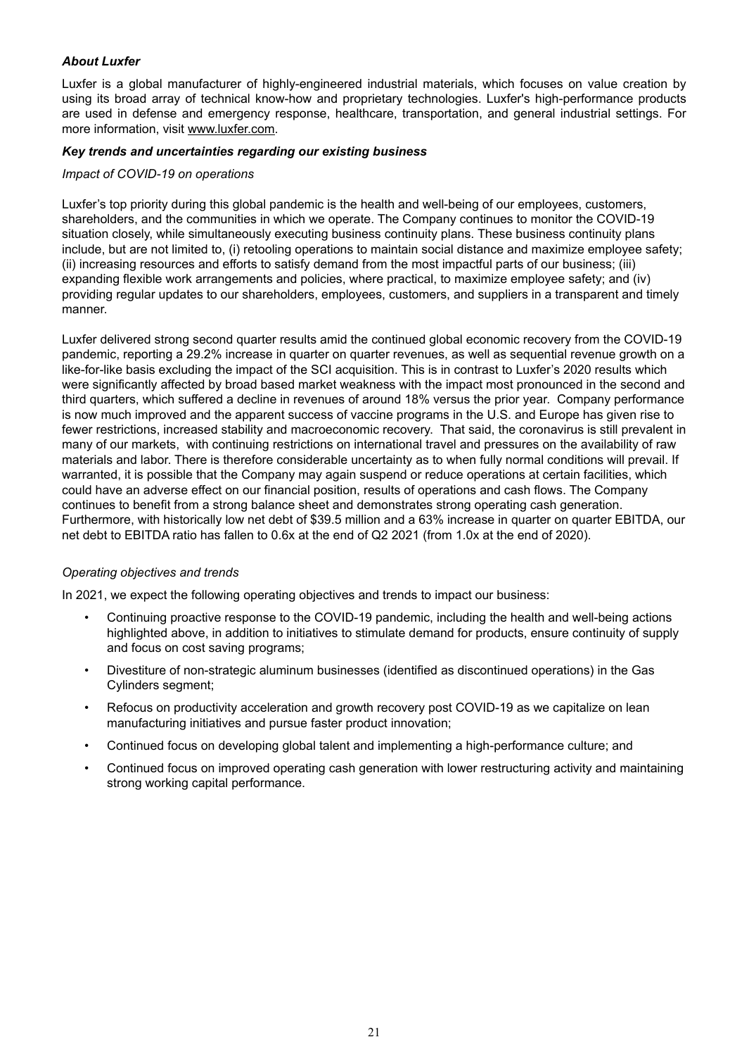***About Luxfer***

Luxfer is a global manufacturer of highly-engineered industrial materials, which focuses on value creation by using its broad array of technical know-how and proprietary technologies. Luxfer's high-performance products are used in defense and emergency response, healthcare, transportation, and general industrial settings. For more information, visit www.luxfer.com.

***Key trends and uncertainties regarding our existing business***

*Impact of COVID-19 on operations*

Luxfer's top priority during this global pandemic is the health and well-being of our employees, customers, shareholders, and the communities in which we operate. The Company continues to monitor the COVID-19 situation closely, while simultaneously executing business continuity plans. These business continuity plans include, but are not limited to, (i) retooling operations to maintain social distance and maximize employee safety; (ii) increasing resources and efforts to satisfy demand from the most impactful parts of our business; (iii) expanding flexible work arrangements and policies, where practical, to maximize employee safety; and (iv) providing regular updates to our shareholders, employees, customers, and suppliers in a transparent and timely manner.

Luxfer delivered strong second quarter results amid the continued global economic recovery from the COVID-19 pandemic, reporting a 29.2% increase in quarter on quarter revenues, as well as sequential revenue growth on a like-for-like basis excluding the impact of the SCI acquisition. This is in contrast to Luxfer's 2020 results which were significantly affected by broad based market weakness with the impact most pronounced in the second and third quarters, which suffered a decline in revenues of around 18% versus the prior year. Company performance is now much improved and the apparent success of vaccine programs in the U.S. and Europe has given rise to fewer restrictions, increased stability and macroeconomic recovery. That said, the coronavirus is still prevalent in many of our markets, with continuing restrictions on international travel and pressures on the availability of raw materials and labor. There is therefore considerable uncertainty as to when fully normal conditions will prevail. If warranted, it is possible that the Company may again suspend or reduce operations at certain facilities, which could have an adverse effect on our financial position, results of operations and cash flows. The Company continues to benefit from a strong balance sheet and demonstrates strong operating cash generation. Furthermore, with historically low net debt of $39.5 million and a 63% increase in quarter on quarter EBITDA, our net debt to EBITDA ratio has fallen to 0.6x at the end of Q2 2021 (from 1.0x at the end of 2020).

*Operating objectives and trends*

In 2021, we expect the following operating objectives and trends to impact our business:

- Continuing proactive response to the COVID-19 pandemic, including the health and well-being actions highlighted above, in addition to initiatives to stimulate demand for products, ensure continuity of supply and focus on cost saving programs;
- Divestiture of non-strategic aluminum businesses (identified as discontinued operations) in the Gas Cylinders segment;
- Refocus on productivity acceleration and growth recovery post COVID-19 as we capitalize on lean manufacturing initiatives and pursue faster product innovation;
- Continued focus on developing global talent and implementing a high-performance culture; and
- Continued focus on improved operating cash generation with lower restructuring activity and maintaining strong working capital performance.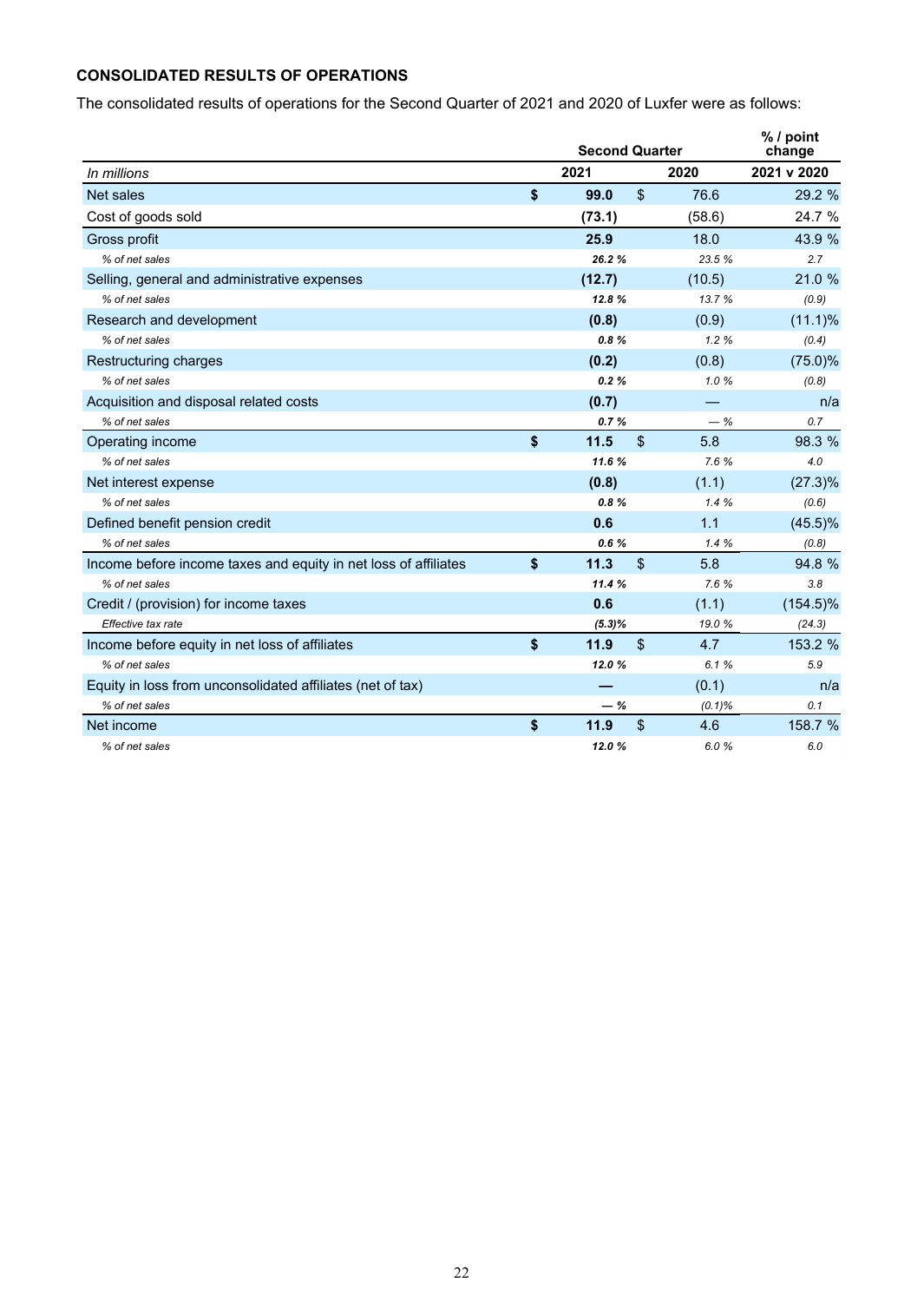## CONSOLIDATED RESULTS OF OPERATIONS

The consolidated results of operations for the Second Quarter of 2021 and 2020 of Luxfer were as follows:

| | Second Quarter | | % / point change |
|---|---|---|---|
| *In millions* | **2021** | **2020** | **2021 v 2020** |
| Net sales | **$ 99.0** | $ 76.6 | 29.2 % |
| Cost of goods sold | **(73.1)** | (58.6) | 24.7 % |
| Gross profit | **25.9** | 18.0 | 43.9 % |
| *% of net sales* | ***26.2 %*** | *23.5 %* | *2.7* |
| Selling, general and administrative expenses | **(12.7)** | (10.5) | 21.0 % |
| *% of net sales* | ***12.8 %*** | *13.7 %* | *(0.9)* |
| Research and development | **(0.8)** | (0.9) | (11.1)% |
| *% of net sales* | ***0.8 %*** | *1.2 %* | *(0.4)* |
| Restructuring charges | **(0.2)** | (0.8) | (75.0)% |
| *% of net sales* | ***0.2 %*** | *1.0 %* | *(0.8)* |
| Acquisition and disposal related costs | **(0.7)** | — | n/a |
| *% of net sales* | ***0.7 %*** | *— %* | *0.7* |
| Operating income | **$ 11.5** | $ 5.8 | 98.3 % |
| *% of net sales* | ***11.6 %*** | *7.6 %* | *4.0* |
| Net interest expense | **(0.8)** | (1.1) | (27.3)% |
| *% of net sales* | ***0.8 %*** | *1.4 %* | *(0.6)* |
| Defined benefit pension credit | **0.6** | 1.1 | (45.5)% |
| *% of net sales* | ***0.6 %*** | *1.4 %* | *(0.8)* |
| Income before income taxes and equity in net loss of affiliates | **$ 11.3** | $ 5.8 | 94.8 % |
| *% of net sales* | ***11.4 %*** | *7.6 %* | *3.8* |
| Credit / (provision) for income taxes | **0.6** | (1.1) | (154.5)% |
| *Effective tax rate* | ***(5.3)%*** | *19.0 %* | *(24.3)* |
| Income before equity in net loss of affiliates | **$ 11.9** | $ 4.7 | 153.2 % |
| *% of net sales* | ***12.0 %*** | *6.1 %* | *5.9* |
| Equity in loss from unconsolidated affiliates (net of tax) | **—** | (0.1) | n/a |
| *% of net sales* | ***— %*** | *(0.1)%* | *0.1* |
| Net income | **$ 11.9** | $ 4.6 | 158.7 % |
| *% of net sales* | ***12.0 %*** | *6.0 %* | *6.0* |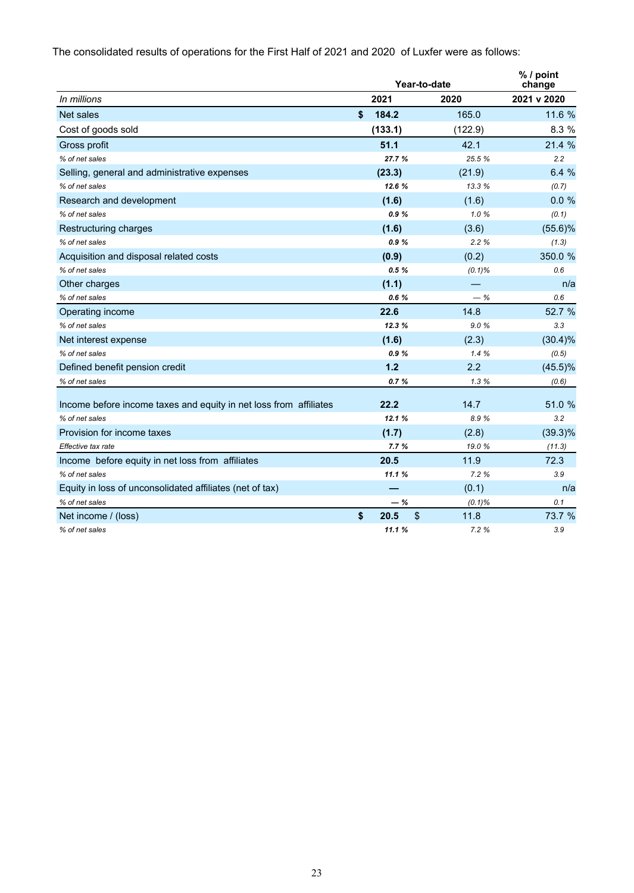The consolidated results of operations for the First Half of 2021 and 2020 of Luxfer were as follows:

| | Year-to-date | | % / point change |
|---|---|---|---|
| *In millions* | **2021** | **2020** | **2021 v 2020** |
| Net sales | **$ 184.2** | 165.0 | 11.6 % |
| Cost of goods sold | **(133.1)** | (122.9) | 8.3 % |
| Gross profit | **51.1** | 42.1 | 21.4 % |
| *% of net sales* | ***27.7 %*** | *25.5 %* | *2.2* |
| Selling, general and administrative expenses | **(23.3)** | (21.9) | 6.4 % |
| *% of net sales* | ***12.6 %*** | *13.3 %* | *(0.7)* |
| Research and development | **(1.6)** | (1.6) | 0.0 % |
| *% of net sales* | ***0.9 %*** | *1.0 %* | *(0.1)* |
| Restructuring charges | **(1.6)** | (3.6) | (55.6)% |
| *% of net sales* | ***0.9 %*** | *2.2 %* | *(1.3)* |
| Acquisition and disposal related costs | **(0.9)** | (0.2) | 350.0 % |
| *% of net sales* | ***0.5 %*** | *(0.1)%* | *0.6* |
| Other charges | **(1.1)** | — | n/a |
| *% of net sales* | ***0.6 %*** | *— %* | *0.6* |
| Operating income | **22.6** | 14.8 | 52.7 % |
| *% of net sales* | ***12.3 %*** | *9.0 %* | *3.3* |
| Net interest expense | **(1.6)** | (2.3) | (30.4)% |
| *% of net sales* | ***0.9 %*** | *1.4 %* | *(0.5)* |
| Defined benefit pension credit | **1.2** | 2.2 | (45.5)% |
| *% of net sales* | ***0.7 %*** | *1.3 %* | *(0.6)* |
| Income before income taxes and equity in net loss from affiliates | **22.2** | 14.7 | 51.0 % |
| *% of net sales* | ***12.1 %*** | *8.9 %* | *3.2* |
| Provision for income taxes | **(1.7)** | (2.8) | (39.3)% |
| *Effective tax rate* | ***7.7 %*** | *19.0 %* | *(11.3)* |
| Income before equity in net loss from affiliates | **20.5** | 11.9 | 72.3 |
| *% of net sales* | ***11.1 %*** | *7.2 %* | *3.9* |
| Equity in loss of unconsolidated affiliates (net of tax) | **—** | (0.1) | n/a |
| *% of net sales* | ***— %*** | *(0.1)%* | *0.1* |
| Net income / (loss) | **$ 20.5** | $ 11.8 | 73.7 % |
| *% of net sales* | ***11.1 %*** | *7.2 %* | *3.9* |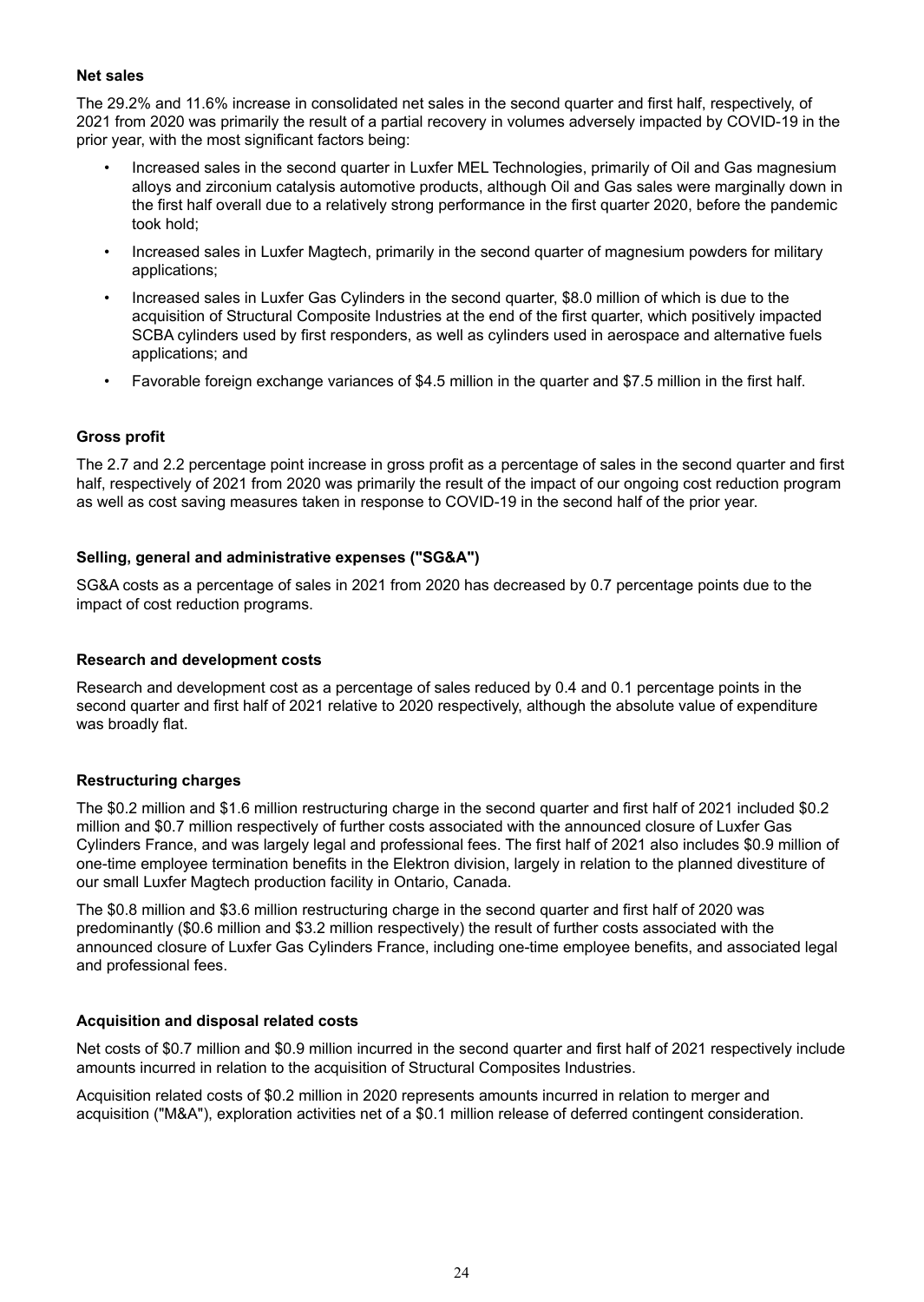**Net sales**

The 29.2% and 11.6% increase in consolidated net sales in the second quarter and first half, respectively, of 2021 from 2020 was primarily the result of a partial recovery in volumes adversely impacted by COVID-19 in the prior year, with the most significant factors being:

- Increased sales in the second quarter in Luxfer MEL Technologies, primarily of Oil and Gas magnesium alloys and zirconium catalysis automotive products, although Oil and Gas sales were marginally down in the first half overall due to a relatively strong performance in the first quarter 2020, before the pandemic took hold;
- Increased sales in Luxfer Magtech, primarily in the second quarter of magnesium powders for military applications;
- Increased sales in Luxfer Gas Cylinders in the second quarter, $8.0 million of which is due to the acquisition of Structural Composite Industries at the end of the first quarter, which positively impacted SCBA cylinders used by first responders, as well as cylinders used in aerospace and alternative fuels applications; and
- Favorable foreign exchange variances of $4.5 million in the quarter and $7.5 million in the first half.

**Gross profit**

The 2.7 and 2.2 percentage point increase in gross profit as a percentage of sales in the second quarter and first half, respectively of 2021 from 2020 was primarily the result of the impact of our ongoing cost reduction program as well as cost saving measures taken in response to COVID-19 in the second half of the prior year.

**Selling, general and administrative expenses ("SG&A")**

SG&A costs as a percentage of sales in 2021 from 2020 has decreased by 0.7 percentage points due to the impact of cost reduction programs.

**Research and development costs**

Research and development cost as a percentage of sales reduced by 0.4 and 0.1 percentage points in the second quarter and first half of 2021 relative to 2020 respectively, although the absolute value of expenditure was broadly flat.

**Restructuring charges**

The $0.2 million and $1.6 million restructuring charge in the second quarter and first half of 2021 included $0.2 million and $0.7 million respectively of further costs associated with the announced closure of Luxfer Gas Cylinders France, and was largely legal and professional fees. The first half of 2021 also includes $0.9 million of one-time employee termination benefits in the Elektron division, largely in relation to the planned divestiture of our small Luxfer Magtech production facility in Ontario, Canada.

The $0.8 million and $3.6 million restructuring charge in the second quarter and first half of 2020 was predominantly ($0.6 million and $3.2 million respectively) the result of further costs associated with the announced closure of Luxfer Gas Cylinders France, including one-time employee benefits, and associated legal and professional fees.

**Acquisition and disposal related costs**

Net costs of $0.7 million and $0.9 million incurred in the second quarter and first half of 2021 respectively include amounts incurred in relation to the acquisition of Structural Composites Industries.

Acquisition related costs of $0.2 million in 2020 represents amounts incurred in relation to merger and acquisition ("M&A"), exploration activities net of a $0.1 million release of deferred contingent consideration.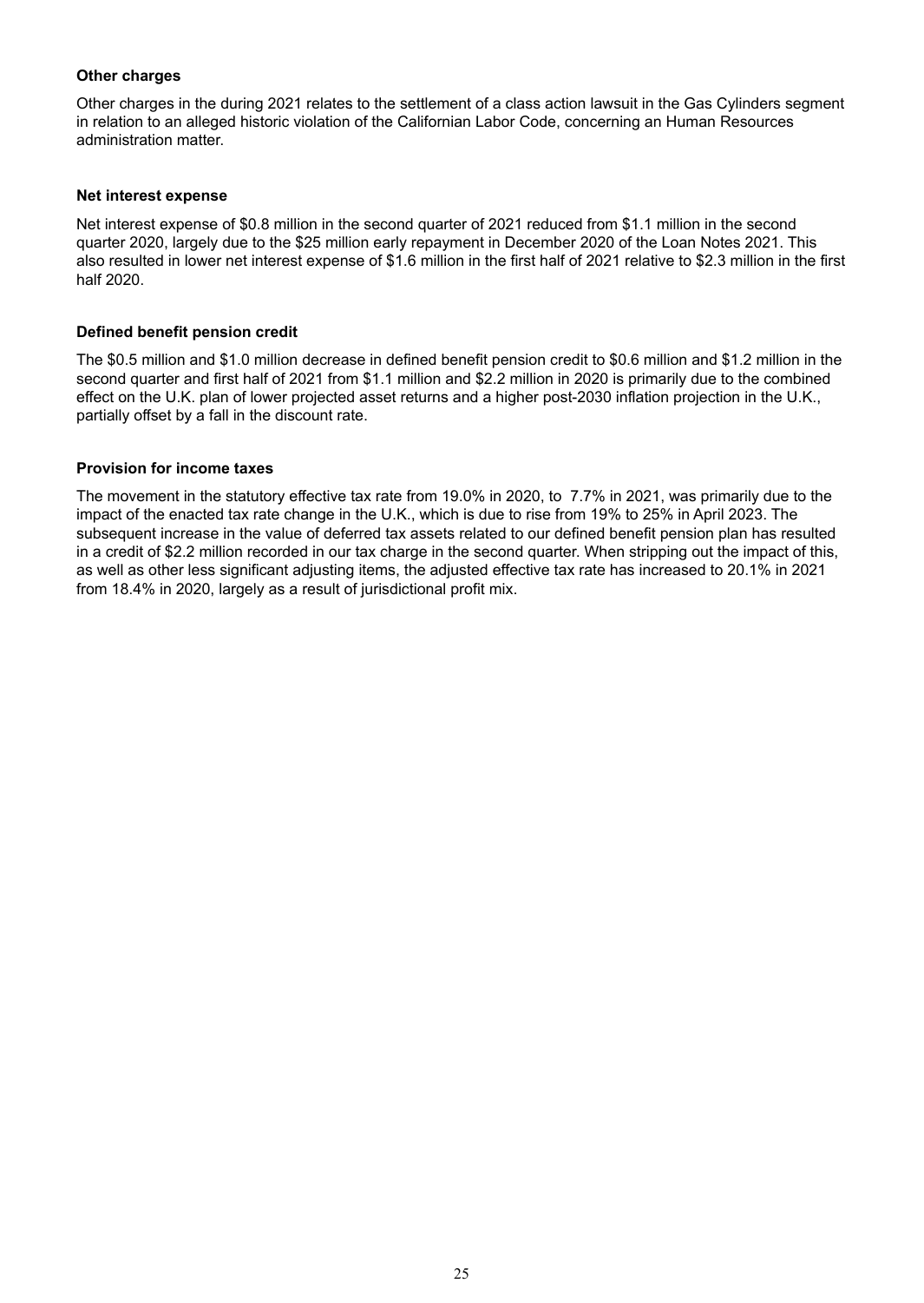**Other charges**

Other charges in the during 2021 relates to the settlement of a class action lawsuit in the Gas Cylinders segment in relation to an alleged historic violation of the Californian Labor Code, concerning an Human Resources administration matter.

**Net interest expense**

Net interest expense of $0.8 million in the second quarter of 2021 reduced from $1.1 million in the second quarter 2020, largely due to the $25 million early repayment in December 2020 of the Loan Notes 2021. This also resulted in lower net interest expense of $1.6 million in the first half of 2021 relative to $2.3 million in the first half 2020.

**Defined benefit pension credit**

The $0.5 million and $1.0 million decrease in defined benefit pension credit to $0.6 million and $1.2 million in the second quarter and first half of 2021 from $1.1 million and $2.2 million in 2020 is primarily due to the combined effect on the U.K. plan of lower projected asset returns and a higher post-2030 inflation projection in the U.K., partially offset by a fall in the discount rate.

**Provision for income taxes**

The movement in the statutory effective tax rate from 19.0% in 2020, to 7.7% in 2021, was primarily due to the impact of the enacted tax rate change in the U.K., which is due to rise from 19% to 25% in April 2023. The subsequent increase in the value of deferred tax assets related to our defined benefit pension plan has resulted in a credit of $2.2 million recorded in our tax charge in the second quarter. When stripping out the impact of this, as well as other less significant adjusting items, the adjusted effective tax rate has increased to 20.1% in 2021 from 18.4% in 2020, largely as a result of jurisdictional profit mix.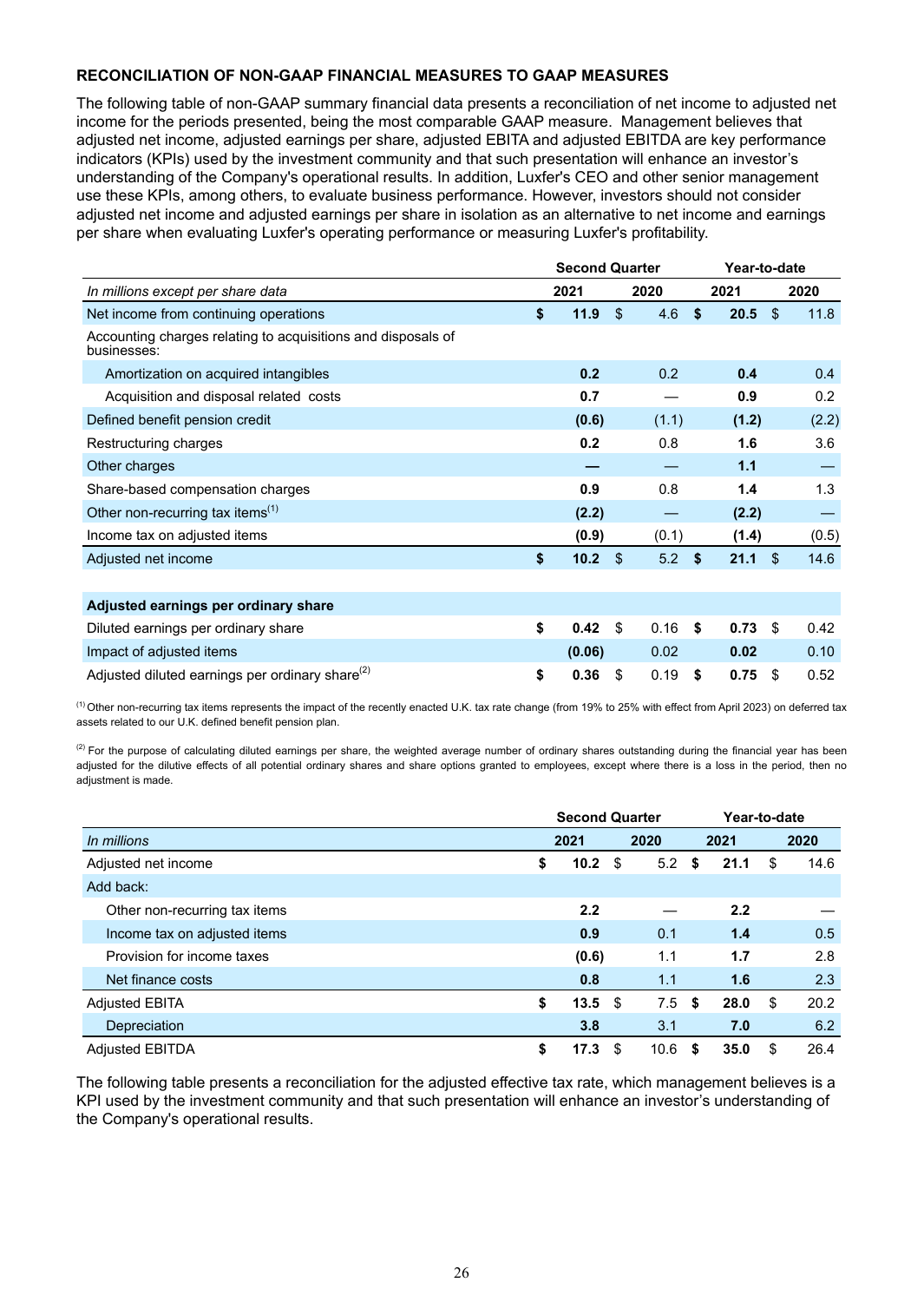### RECONCILIATION OF NON-GAAP FINANCIAL MEASURES TO GAAP MEASURES

The following table of non-GAAP summary financial data presents a reconciliation of net income to adjusted net income for the periods presented, being the most comparable GAAP measure. Management believes that adjusted net income, adjusted earnings per share, adjusted EBITA and adjusted EBITDA are key performance indicators (KPIs) used by the investment community and that such presentation will enhance an investor's understanding of the Company's operational results. In addition, Luxfer's CEO and other senior management use these KPIs, among others, to evaluate business performance. However, investors should not consider adjusted net income and adjusted earnings per share in isolation as an alternative to net income and earnings per share when evaluating Luxfer's operating performance or measuring Luxfer's profitability.

| | Second Quarter | | Year-to-date | |
|---|---|---|---|---|
| *In millions except per share data* | **2021** | 2020 | **2021** | 2020 |
| Net income from continuing operations | **$ 11.9** | $ 4.6 | **$ 20.5** | $ 11.8 |
| Accounting charges relating to acquisitions and disposals of businesses: | | | | |
| Amortization on acquired intangibles | **0.2** | 0.2 | **0.4** | 0.4 |
| Acquisition and disposal related costs | **0.7** | — | **0.9** | 0.2 |
| Defined benefit pension credit | **(0.6)** | (1.1) | **(1.2)** | (2.2) |
| Restructuring charges | **0.2** | 0.8 | **1.6** | 3.6 |
| Other charges | **—** | — | **1.1** | — |
| Share-based compensation charges | **0.9** | 0.8 | **1.4** | 1.3 |
| Other non-recurring tax items[1] | **(2.2)** | — | **(2.2)** | — |
| Income tax on adjusted items | **(0.9)** | (0.1) | **(1.4)** | (0.5) |
| Adjusted net income | **$ 10.2** | $ 5.2 | **$ 21.1** | $ 14.6 |
| | | | | |
| **Adjusted earnings per ordinary share** | | | | |
| Diluted earnings per ordinary share | **$ 0.42** | $ 0.16 | **$ 0.73** | $ 0.42 |
| Impact of adjusted items | **(0.06)** | 0.02 | **0.02** | 0.10 |
| Adjusted diluted earnings per ordinary share[2] | **$ 0.36** | $ 0.19 | **$ 0.75** | $ 0.52 |

[1] Other non-recurring tax items represents the impact of the recently enacted U.K. tax rate change (from 19% to 25% with effect from April 2023) on deferred tax assets related to our U.K. defined benefit pension plan.

[2] For the purpose of calculating diluted earnings per share, the weighted average number of ordinary shares outstanding during the financial year has been adjusted for the dilutive effects of all potential ordinary shares and share options granted to employees, except where there is a loss in the period, then no adjustment is made.

| | Second Quarter | | Year-to-date | |
|---|---|---|---|---|
| *In millions* | **2021** | 2020 | **2021** | 2020 |
| Adjusted net income | **$ 10.2** | $ 5.2 | **$ 21.1** | $ 14.6 |
| Add back: | | | | |
| Other non-recurring tax items | **2.2** | — | **2.2** | — |
| Income tax on adjusted items | **0.9** | 0.1 | **1.4** | 0.5 |
| Provision for income taxes | **(0.6)** | 1.1 | **1.7** | 2.8 |
| Net finance costs | **0.8** | 1.1 | **1.6** | 2.3 |
| Adjusted EBITA | **$ 13.5** | $ 7.5 | **$ 28.0** | $ 20.2 |
| Depreciation | **3.8** | 3.1 | **7.0** | 6.2 |
| Adjusted EBITDA | **$ 17.3** | $ 10.6 | **$ 35.0** | $ 26.4 |

The following table presents a reconciliation for the adjusted effective tax rate, which management believes is a KPI used by the investment community and that such presentation will enhance an investor's understanding of the Company's operational results.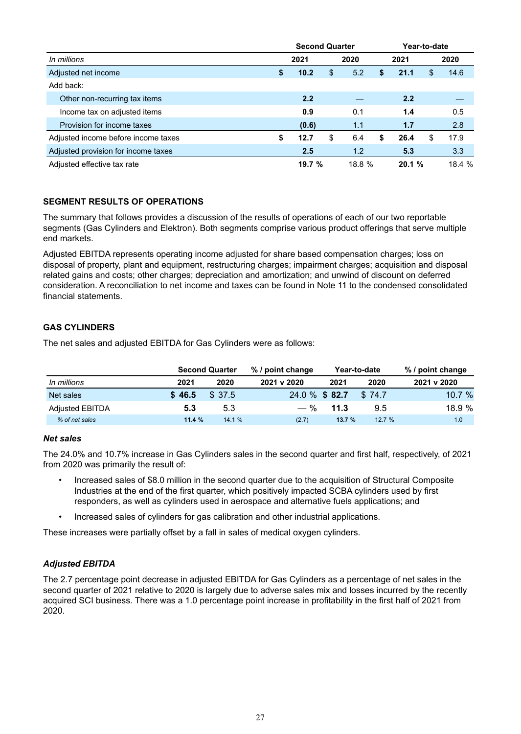| In millions | Second Quarter 2021 | Second Quarter 2020 | Year-to-date 2021 | Year-to-date 2020 |
|---|---|---|---|---|
| Adjusted net income | **$ 10.2** | $ 5.2 | **$ 21.1** | $ 14.6 |
| Add back: | | | | |
| Other non-recurring tax items | **2.2** | — | **2.2** | — |
| Income tax on adjusted items | **0.9** | 0.1 | **1.4** | 0.5 |
| Provision for income taxes | **(0.6)** | 1.1 | **1.7** | 2.8 |
| Adjusted income before income taxes | **$ 12.7** | $ 6.4 | **$ 26.4** | $ 17.9 |
| Adjusted provision for income taxes | **2.5** | 1.2 | **5.3** | 3.3 |
| Adjusted effective tax rate | **19.7 %** | 18.8 % | **20.1 %** | 18.4 % |

## SEGMENT RESULTS OF OPERATIONS

The summary that follows provides a discussion of the results of operations of each of our two reportable segments (Gas Cylinders and Elektron). Both segments comprise various product offerings that serve multiple end markets.

Adjusted EBITDA represents operating income adjusted for share based compensation charges; loss on disposal of property, plant and equipment, restructuring charges; impairment charges; acquisition and disposal related gains and costs; other charges; depreciation and amortization; and unwind of discount on deferred consideration. A reconciliation to net income and taxes can be found in Note 11 to the condensed consolidated financial statements.

## GAS CYLINDERS

The net sales and adjusted EBITDA for Gas Cylinders were as follows:

| In millions | Second Quarter 2021 | Second Quarter 2020 | % / point change 2021 v 2020 | Year-to-date 2021 | Year-to-date 2020 | % / point change 2021 v 2020 |
|---|---|---|---|---|---|---|
| Net sales | **$ 46.5** | $ 37.5 | 24.0 % | **$ 82.7** | $ 74.7 | 10.7 % |
| Adjusted EBITDA | **5.3** | 5.3 | — % | **11.3** | 9.5 | 18.9 % |
| *% of net sales* | **11.4 %** | 14.1 % | (2.7) | **13.7 %** | 12.7 % | 1.0 |

### *Net sales*

The 24.0% and 10.7% increase in Gas Cylinders sales in the second quarter and first half, respectively, of 2021 from 2020 was primarily the result of:

- Increased sales of $8.0 million in the second quarter due to the acquisition of Structural Composite Industries at the end of the first quarter, which positively impacted SCBA cylinders used by first responders, as well as cylinders used in aerospace and alternative fuels applications; and
- Increased sales of cylinders for gas calibration and other industrial applications.

These increases were partially offset by a fall in sales of medical oxygen cylinders.

### *Adjusted EBITDA*

The 2.7 percentage point decrease in adjusted EBITDA for Gas Cylinders as a percentage of net sales in the second quarter of 2021 relative to 2020 is largely due to adverse sales mix and losses incurred by the recently acquired SCI business. There was a 1.0 percentage point increase in profitability in the first half of 2021 from 2020.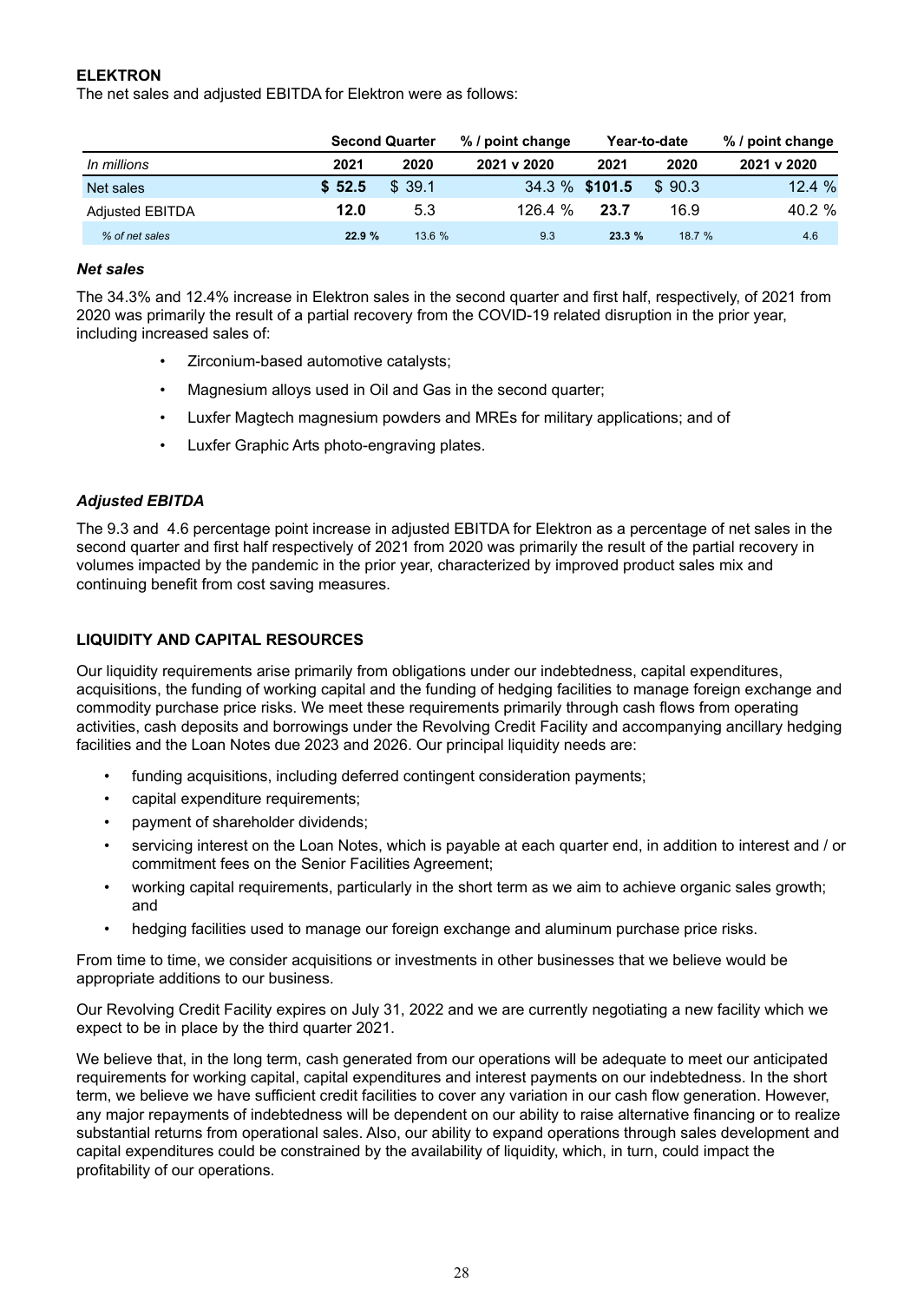## ELEKTRON

The net sales and adjusted EBITDA for Elektron were as follows:

| | Second Quarter | | % / point change | Year-to-date | | % / point change |
|---|---|---|---|---|---|---|
| *In millions* | 2021 | 2020 | 2021 v 2020 | 2021 | 2020 | 2021 v 2020 |
| Net sales | **$ 52.5** | $ 39.1 | 34.3 % | **$101.5** | $ 90.3 | 12.4 % |
| Adjusted EBITDA | **12.0** | 5.3 | 126.4 % | **23.7** | 16.9 | 40.2 % |
| *% of net sales* | **22.9 %** | 13.6 % | 9.3 | **23.3 %** | 18.7 % | 4.6 |

### *Net sales*

The 34.3% and 12.4% increase in Elektron sales in the second quarter and first half, respectively, of 2021 from 2020 was primarily the result of a partial recovery from the COVID-19 related disruption in the prior year, including increased sales of:

- Zirconium-based automotive catalysts;
- Magnesium alloys used in Oil and Gas in the second quarter;
- Luxfer Magtech magnesium powders and MREs for military applications; and of
- Luxfer Graphic Arts photo-engraving plates.

### *Adjusted EBITDA*

The 9.3 and 4.6 percentage point increase in adjusted EBITDA for Elektron as a percentage of net sales in the second quarter and first half respectively of 2021 from 2020 was primarily the result of the partial recovery in volumes impacted by the pandemic in the prior year, characterized by improved product sales mix and continuing benefit from cost saving measures.

## LIQUIDITY AND CAPITAL RESOURCES

Our liquidity requirements arise primarily from obligations under our indebtedness, capital expenditures, acquisitions, the funding of working capital and the funding of hedging facilities to manage foreign exchange and commodity purchase price risks. We meet these requirements primarily through cash flows from operating activities, cash deposits and borrowings under the Revolving Credit Facility and accompanying ancillary hedging facilities and the Loan Notes due 2023 and 2026. Our principal liquidity needs are:

- funding acquisitions, including deferred contingent consideration payments;
- capital expenditure requirements;
- payment of shareholder dividends;
- servicing interest on the Loan Notes, which is payable at each quarter end, in addition to interest and / or commitment fees on the Senior Facilities Agreement;
- working capital requirements, particularly in the short term as we aim to achieve organic sales growth; and
- hedging facilities used to manage our foreign exchange and aluminum purchase price risks.

From time to time, we consider acquisitions or investments in other businesses that we believe would be appropriate additions to our business.

Our Revolving Credit Facility expires on July 31, 2022 and we are currently negotiating a new facility which we expect to be in place by the third quarter 2021.

We believe that, in the long term, cash generated from our operations will be adequate to meet our anticipated requirements for working capital, capital expenditures and interest payments on our indebtedness. In the short term, we believe we have sufficient credit facilities to cover any variation in our cash flow generation. However, any major repayments of indebtedness will be dependent on our ability to raise alternative financing or to realize substantial returns from operational sales. Also, our ability to expand operations through sales development and capital expenditures could be constrained by the availability of liquidity, which, in turn, could impact the profitability of our operations.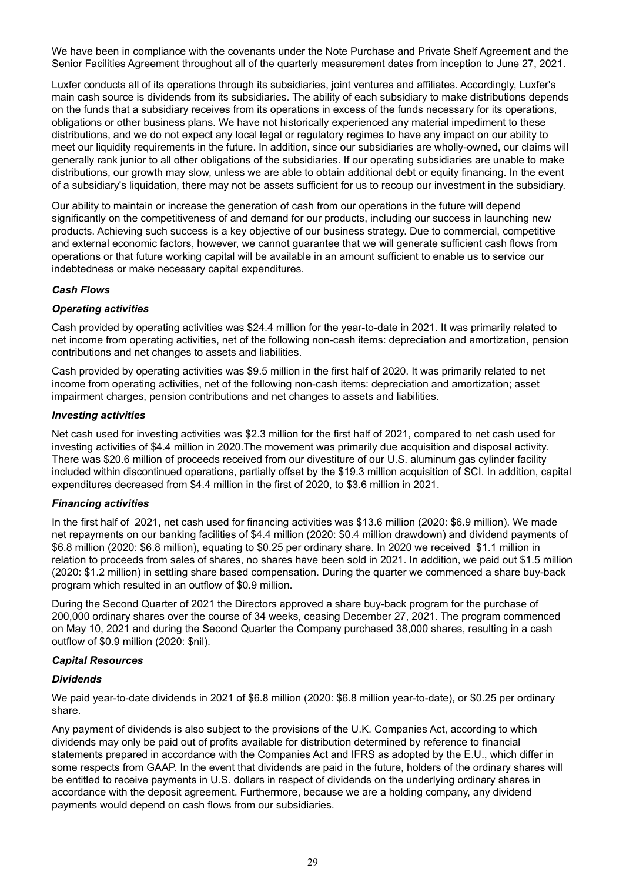We have been in compliance with the covenants under the Note Purchase and Private Shelf Agreement and the Senior Facilities Agreement throughout all of the quarterly measurement dates from inception to June 27, 2021.

Luxfer conducts all of its operations through its subsidiaries, joint ventures and affiliates. Accordingly, Luxfer's main cash source is dividends from its subsidiaries. The ability of each subsidiary to make distributions depends on the funds that a subsidiary receives from its operations in excess of the funds necessary for its operations, obligations or other business plans. We have not historically experienced any material impediment to these distributions, and we do not expect any local legal or regulatory regimes to have any impact on our ability to meet our liquidity requirements in the future. In addition, since our subsidiaries are wholly-owned, our claims will generally rank junior to all other obligations of the subsidiaries. If our operating subsidiaries are unable to make distributions, our growth may slow, unless we are able to obtain additional debt or equity financing. In the event of a subsidiary's liquidation, there may not be assets sufficient for us to recoup our investment in the subsidiary.

Our ability to maintain or increase the generation of cash from our operations in the future will depend significantly on the competitiveness of and demand for our products, including our success in launching new products. Achieving such success is a key objective of our business strategy. Due to commercial, competitive and external economic factors, however, we cannot guarantee that we will generate sufficient cash flows from operations or that future working capital will be available in an amount sufficient to enable us to service our indebtedness or make necessary capital expenditures.

***Cash Flows***

***Operating activities***

Cash provided by operating activities was $24.4 million for the year-to-date in 2021. It was primarily related to net income from operating activities, net of the following non-cash items: depreciation and amortization, pension contributions and net changes to assets and liabilities.

Cash provided by operating activities was $9.5 million in the first half of 2020. It was primarily related to net income from operating activities, net of the following non-cash items: depreciation and amortization; asset impairment charges, pension contributions and net changes to assets and liabilities.

***Investing activities***

Net cash used for investing activities was $2.3 million for the first half of 2021, compared to net cash used for investing activities of $4.4 million in 2020.The movement was primarily due acquisition and disposal activity. There was $20.6 million of proceeds received from our divestiture of our U.S. aluminum gas cylinder facility included within discontinued operations, partially offset by the $19.3 million acquisition of SCI. In addition, capital expenditures decreased from $4.4 million in the first of 2020, to $3.6 million in 2021.

***Financing activities***

In the first half of 2021, net cash used for financing activities was $13.6 million (2020: $6.9 million). We made net repayments on our banking facilities of $4.4 million (2020: $0.4 million drawdown) and dividend payments of $6.8 million (2020: $6.8 million), equating to $0.25 per ordinary share. In 2020 we received $1.1 million in relation to proceeds from sales of shares, no shares have been sold in 2021. In addition, we paid out $1.5 million (2020: $1.2 million) in settling share based compensation. During the quarter we commenced a share buy-back program which resulted in an outflow of $0.9 million.

During the Second Quarter of 2021 the Directors approved a share buy-back program for the purchase of 200,000 ordinary shares over the course of 34 weeks, ceasing December 27, 2021. The program commenced on May 10, 2021 and during the Second Quarter the Company purchased 38,000 shares, resulting in a cash outflow of $0.9 million (2020: $nil).

***Capital Resources***

***Dividends***

We paid year-to-date dividends in 2021 of $6.8 million (2020: $6.8 million year-to-date), or $0.25 per ordinary share.

Any payment of dividends is also subject to the provisions of the U.K. Companies Act, according to which dividends may only be paid out of profits available for distribution determined by reference to financial statements prepared in accordance with the Companies Act and IFRS as adopted by the E.U., which differ in some respects from GAAP. In the event that dividends are paid in the future, holders of the ordinary shares will be entitled to receive payments in U.S. dollars in respect of dividends on the underlying ordinary shares in accordance with the deposit agreement. Furthermore, because we are a holding company, any dividend payments would depend on cash flows from our subsidiaries.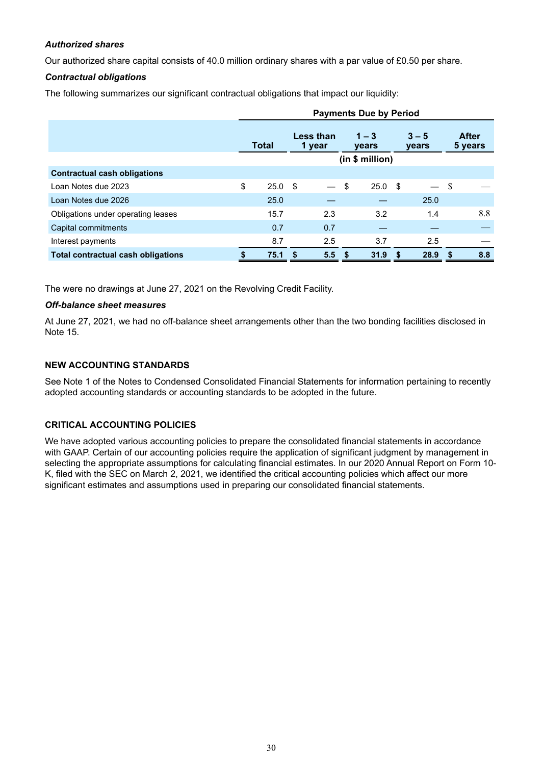***Authorized shares***

Our authorized share capital consists of 40.0 million ordinary shares with a par value of £0.50 per share.

***Contractual obligations***

The following summarizes our significant contractual obligations that impact our liquidity:

| | Payments Due by Period | | | | |
|---|---|---|---|---|---|
| | Total | Less than 1 year | 1 – 3 years | 3 – 5 years | After 5 years |
| | (in $ million) | | | | |
| **Contractual cash obligations** | | | | | |
| Loan Notes due 2023 | $ 25.0 | $ — | $ 25.0 | $ — | $ — |
| Loan Notes due 2026 | 25.0 | — | — | 25.0 | — |
| Obligations under operating leases | 15.7 | 2.3 | 3.2 | 1.4 | 8.8 |
| Capital commitments | 0.7 | 0.7 | — | — | — |
| Interest payments | 8.7 | 2.5 | 3.7 | 2.5 | — |
| **Total contractual cash obligations** | **$ 75.1** | **$ 5.5** | **$ 31.9** | **$ 28.9** | **$ 8.8** |

The were no drawings at June 27, 2021 on the Revolving Credit Facility.

***Off-balance sheet measures***

At June 27, 2021, we had no off-balance sheet arrangements other than the two bonding facilities disclosed in Note 15.

## NEW ACCOUNTING STANDARDS

See Note 1 of the Notes to Condensed Consolidated Financial Statements for information pertaining to recently adopted accounting standards or accounting standards to be adopted in the future.

## CRITICAL ACCOUNTING POLICIES

We have adopted various accounting policies to prepare the consolidated financial statements in accordance with GAAP. Certain of our accounting policies require the application of significant judgment by management in selecting the appropriate assumptions for calculating financial estimates. In our 2020 Annual Report on Form 10-K, filed with the SEC on March 2, 2021, we identified the critical accounting policies which affect our more significant estimates and assumptions used in preparing our consolidated financial statements.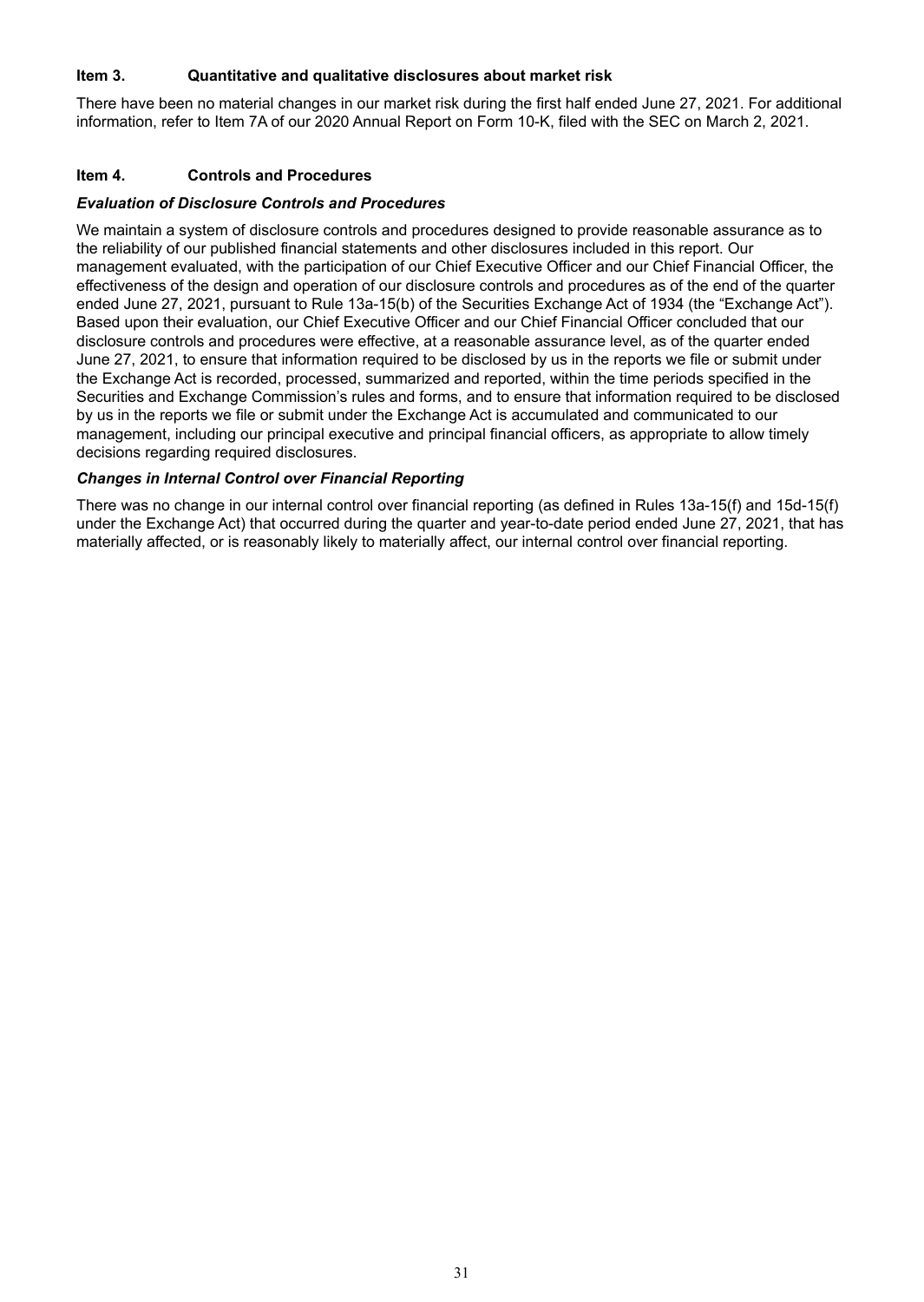## Item 3. Quantitative and qualitative disclosures about market risk

There have been no material changes in our market risk during the first half ended June 27, 2021. For additional information, refer to Item 7A of our 2020 Annual Report on Form 10-K, filed with the SEC on March 2, 2021.

## Item 4. Controls and Procedures

### *Evaluation of Disclosure Controls and Procedures*

We maintain a system of disclosure controls and procedures designed to provide reasonable assurance as to the reliability of our published financial statements and other disclosures included in this report. Our management evaluated, with the participation of our Chief Executive Officer and our Chief Financial Officer, the effectiveness of the design and operation of our disclosure controls and procedures as of the end of the quarter ended June 27, 2021, pursuant to Rule 13a-15(b) of the Securities Exchange Act of 1934 (the "Exchange Act"). Based upon their evaluation, our Chief Executive Officer and our Chief Financial Officer concluded that our disclosure controls and procedures were effective, at a reasonable assurance level, as of the quarter ended June 27, 2021, to ensure that information required to be disclosed by us in the reports we file or submit under the Exchange Act is recorded, processed, summarized and reported, within the time periods specified in the Securities and Exchange Commission's rules and forms, and to ensure that information required to be disclosed by us in the reports we file or submit under the Exchange Act is accumulated and communicated to our management, including our principal executive and principal financial officers, as appropriate to allow timely decisions regarding required disclosures.

### *Changes in Internal Control over Financial Reporting*

There was no change in our internal control over financial reporting (as defined in Rules 13a-15(f) and 15d-15(f) under the Exchange Act) that occurred during the quarter and year-to-date period ended June 27, 2021, that has materially affected, or is reasonably likely to materially affect, our internal control over financial reporting.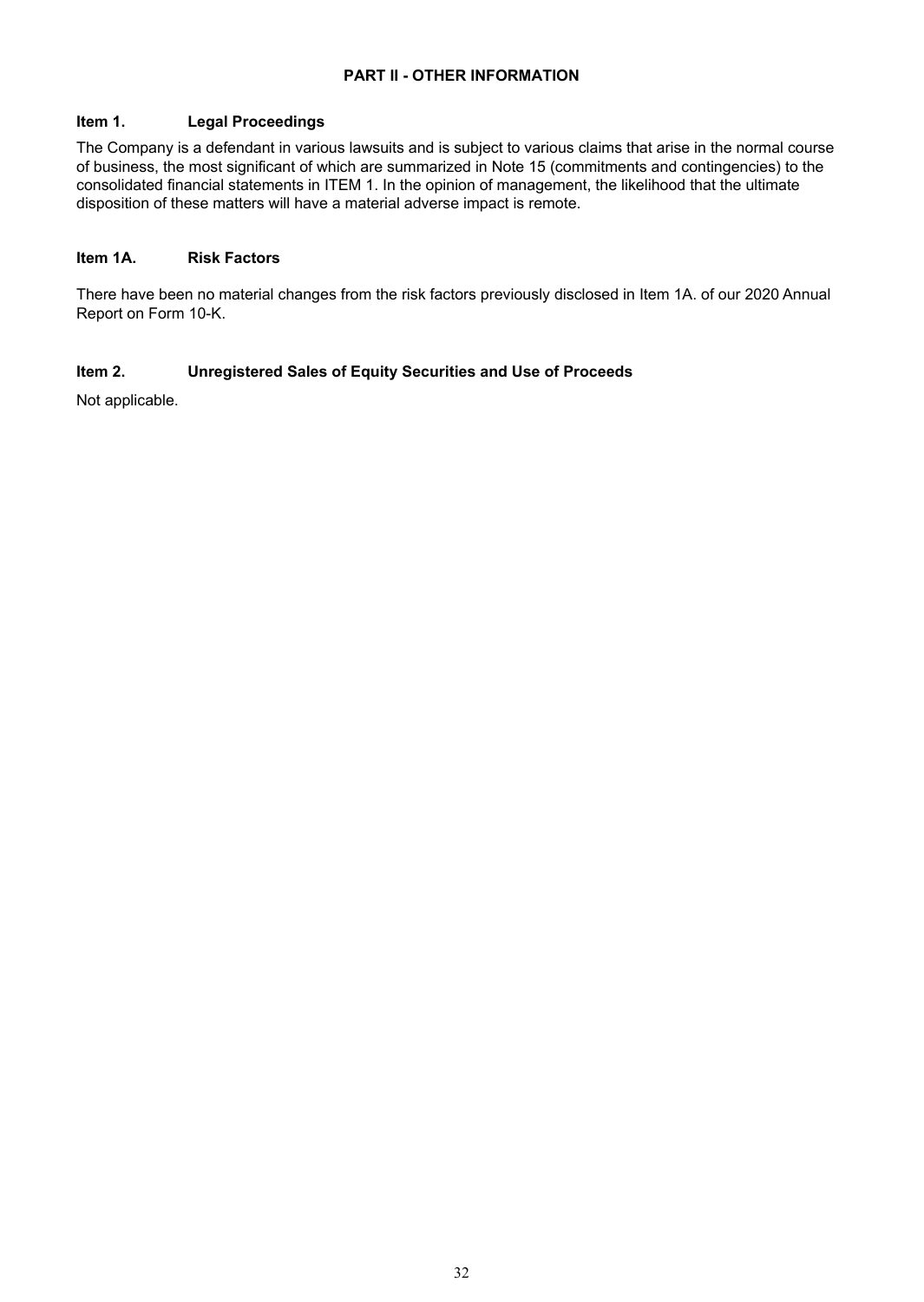# PART II - OTHER INFORMATION

## Item 1. Legal Proceedings

The Company is a defendant in various lawsuits and is subject to various claims that arise in the normal course of business, the most significant of which are summarized in Note 15 (commitments and contingencies) to the consolidated financial statements in ITEM 1. In the opinion of management, the likelihood that the ultimate disposition of these matters will have a material adverse impact is remote.

## Item 1A. Risk Factors

There have been no material changes from the risk factors previously disclosed in Item 1A. of our 2020 Annual Report on Form 10-K.

## Item 2. Unregistered Sales of Equity Securities and Use of Proceeds

Not applicable.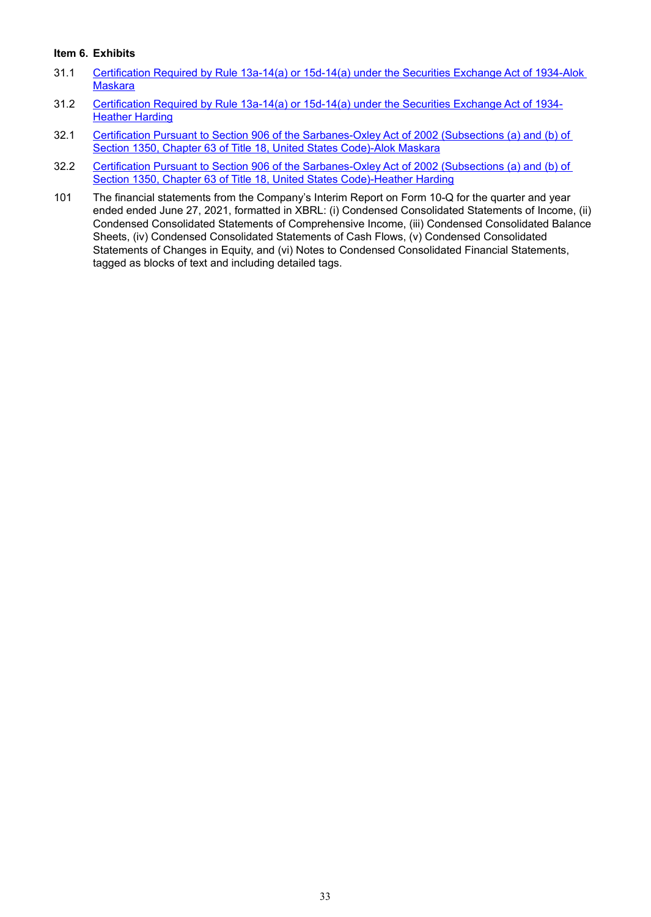### Item 6. Exhibits

| | |
|---|---|
| 31.1 | Certification Required by Rule 13a-14(a) or 15d-14(a) under the Securities Exchange Act of 1934-Alok Maskara |
| 31.2 | Certification Required by Rule 13a-14(a) or 15d-14(a) under the Securities Exchange Act of 1934-Heather Harding |
| 32.1 | Certification Pursuant to Section 906 of the Sarbanes-Oxley Act of 2002 (Subsections (a) and (b) of Section 1350, Chapter 63 of Title 18, United States Code)-Alok Maskara |
| 32.2 | Certification Pursuant to Section 906 of the Sarbanes-Oxley Act of 2002 (Subsections (a) and (b) of Section 1350, Chapter 63 of Title 18, United States Code)-Heather Harding |
| 101 | The financial statements from the Company's Interim Report on Form 10-Q for the quarter and year ended ended June 27, 2021, formatted in XBRL: (i) Condensed Consolidated Statements of Income, (ii) Condensed Consolidated Statements of Comprehensive Income, (iii) Condensed Consolidated Balance Sheets, (iv) Condensed Consolidated Statements of Cash Flows, (v) Condensed Consolidated Statements of Changes in Equity, and (vi) Notes to Condensed Consolidated Financial Statements, tagged as blocks of text and including detailed tags. |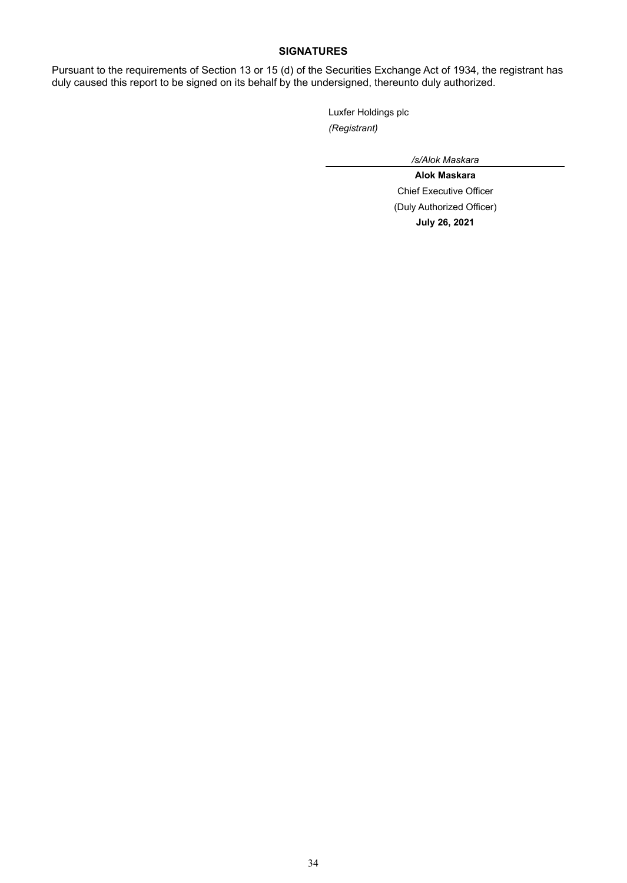## SIGNATURES

Pursuant to the requirements of Section 13 or 15 (d) of the Securities Exchange Act of 1934, the registrant has duly caused this report to be signed on its behalf by the undersigned, thereunto duly authorized.

Luxfer Holdings plc

*(Registrant)*

*/s/Alok Maskara*

**Alok Maskara**

Chief Executive Officer

(Duly Authorized Officer)

**July 26, 2021**